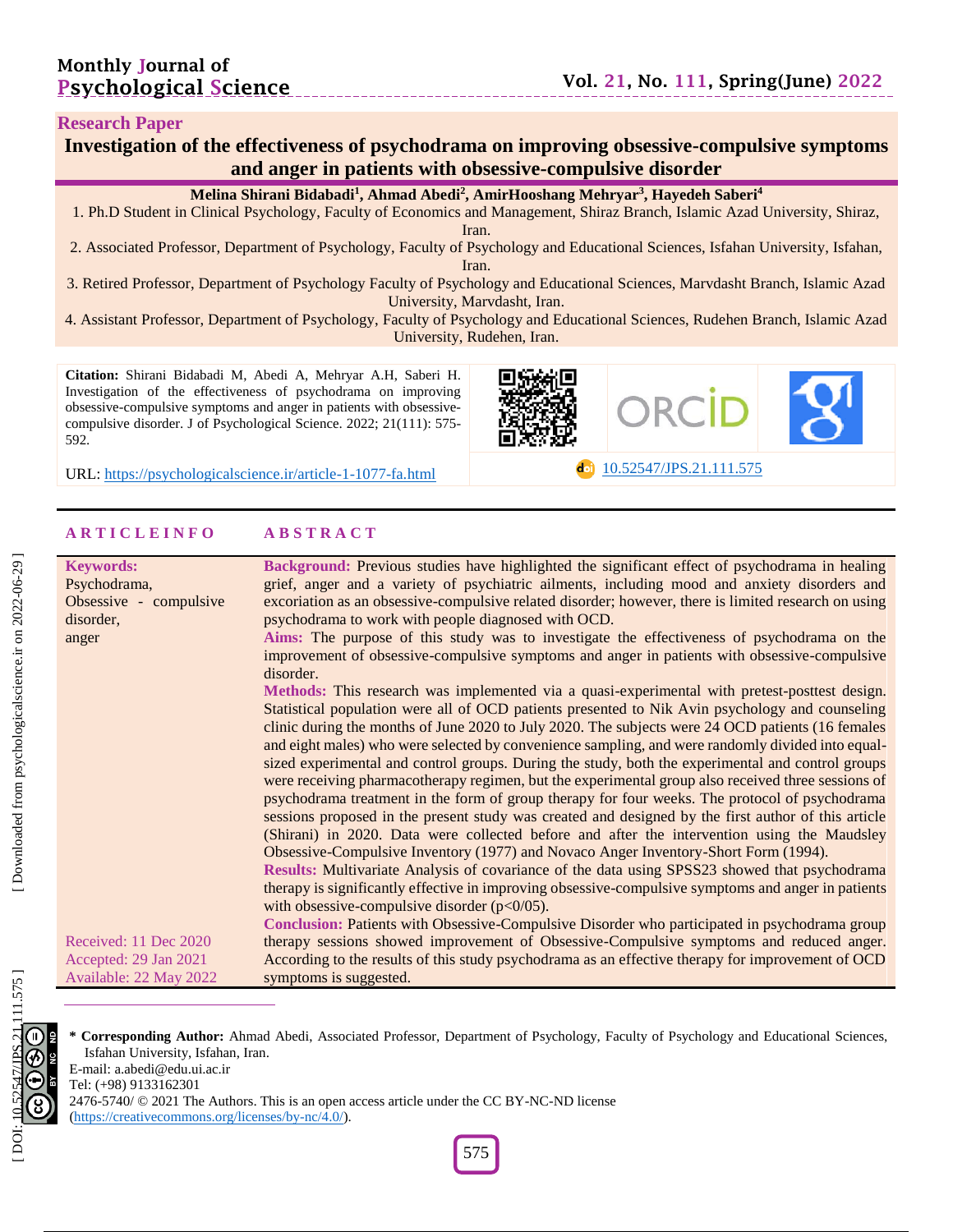**Research Paper**

# Investigation of the effectiveness of psychodrama on improving obsessive-compulsive symptoms and anger in patients with obsessive-compulsive disorder

**Melina Shirani Bidabadi[1], Ahmad Abedi[2], AmirHooshang Mehryar[3], Hayedeh Saberi[4]**

1. Ph.D Student in Clinical Psychology, Faculty of Economics and Management, Shiraz Branch, Islamic Azad University, Shiraz, Iran.
2. Associated Professor, Department of Psychology, Faculty of Psychology and Educational Sciences, Isfahan University, Isfahan, Iran.
3. Retired Professor, Department of Psychology Faculty of Psychology and Educational Sciences, Marvdasht Branch, Islamic Azad University, Marvdasht, Iran.
4. Assistant Professor, Department of Psychology, Faculty of Psychology and Educational Sciences, Rudehen Branch, Islamic Azad University, Rudehen, Iran.

**Citation:** Shirani Bidabadi M, Abedi A, Mehryar A.H, Saberi H. Investigation of the effectiveness of psychodrama on improving obsessive-compulsive symptoms and anger in patients with obsessive-compulsive disorder. J of Psychological Science. 2022; 21(111): 575-592.

URL: https://psychologicalscience.ir/article-1-1077-fa.html

10.52547/JPS.21.111.575

## ARTICLE INFO

**Keywords:**
Psychodrama,
Obsessive - compulsive disorder,
anger

Received: 11 Dec 2020
Accepted: 29 Jan 2021
Available: 22 May 2022

## ABSTRACT

**Background:** Previous studies have highlighted the significant effect of psychodrama in healing grief, anger and a variety of psychiatric ailments, including mood and anxiety disorders and excoriation as an obsessive-compulsive related disorder; however, there is limited research on using psychodrama to work with people diagnosed with OCD.

**Aims:** The purpose of this study was to investigate the effectiveness of psychodrama on the improvement of obsessive-compulsive symptoms and anger in patients with obsessive-compulsive disorder.

**Methods:** This research was implemented via a quasi-experimental with pretest-posttest design. Statistical population were all of OCD patients presented to Nik Avin psychology and counseling clinic during the months of June 2020 to July 2020. The subjects were 24 OCD patients (16 females and eight males) who were selected by convenience sampling, and were randomly divided into equal-sized experimental and control groups. During the study, both the experimental and control groups were receiving pharmacotherapy regimen, but the experimental group also received three sessions of psychodrama treatment in the form of group therapy for four weeks. The protocol of psychodrama sessions proposed in the present study was created and designed by the first author of this article (Shirani) in 2020. Data were collected before and after the intervention using the Maudsley Obsessive-Compulsive Inventory (1977) and Novaco Anger Inventory-Short Form (1994).

**Results:** Multivariate Analysis of covariance of the data using SPSS23 showed that psychodrama therapy is significantly effective in improving obsessive-compulsive symptoms and anger in patients with obsessive-compulsive disorder ($p<0/05$).

**Conclusion:** Patients with Obsessive-Compulsive Disorder who participated in psychodrama group therapy sessions showed improvement of Obsessive-Compulsive symptoms and reduced anger. According to the results of this study psychodrama as an effective therapy for improvement of OCD symptoms is suggested.

---

**\* Corresponding Author:** Ahmad Abedi, Associated Professor, Department of Psychology, Faculty of Psychology and Educational Sciences, Isfahan University, Isfahan, Iran.
E-mail: a.abedi@edu.ui.ac.ir
Tel: (+98) 9133162301
2476-5740/ © 2021 The Authors. This is an open access article under the CC BY-NC-ND license (https://creativecommons.org/licenses/by-nc/4.0/).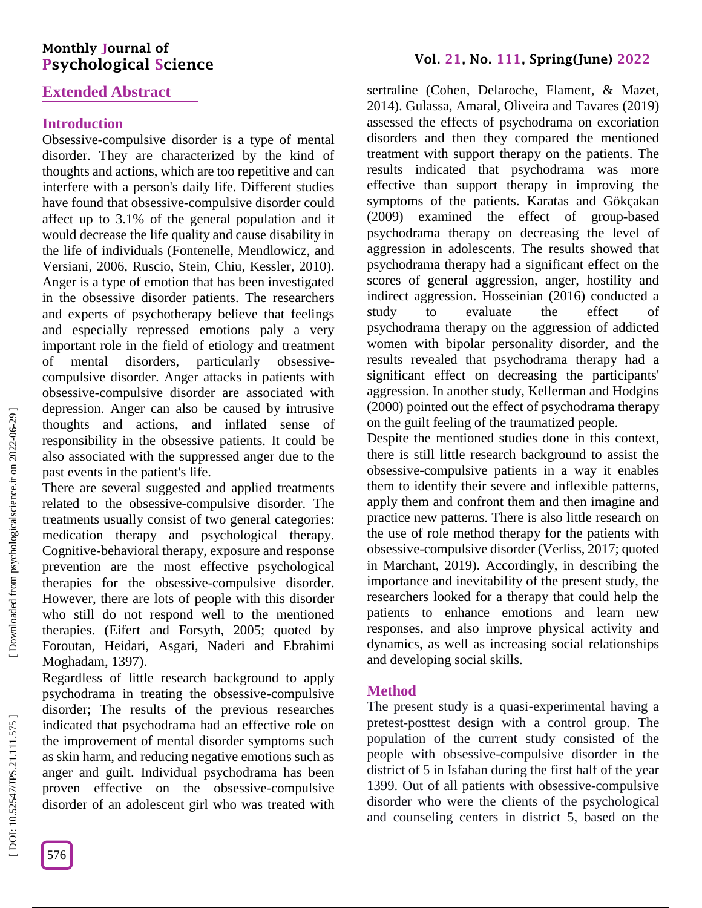## Extended Abstract

### Introduction

Obsessive-compulsive disorder is a type of mental disorder. They are characterized by the kind of thoughts and actions, which are too repetitive and can interfere with a person's daily life. Different studies have found that obsessive-compulsive disorder could affect up to 3.1% of the general population and it would decrease the life quality and cause disability in the life of individuals (Fontenelle, Mendlowicz, and Versiani, 2006, Ruscio, Stein, Chiu, Kessler, 2010). Anger is a type of emotion that has been investigated in the obsessive disorder patients. The researchers and experts of psychotherapy believe that feelings and especially repressed emotions paly a very important role in the field of etiology and treatment of mental disorders, particularly obsessive-compulsive disorder. Anger attacks in patients with obsessive-compulsive disorder are associated with depression. Anger can also be caused by intrusive thoughts and actions, and inflated sense of responsibility in the obsessive patients. It could be also associated with the suppressed anger due to the past events in the patient's life.

There are several suggested and applied treatments related to the obsessive-compulsive disorder. The treatments usually consist of two general categories: medication therapy and psychological therapy. Cognitive-behavioral therapy, exposure and response prevention are the most effective psychological therapies for the obsessive-compulsive disorder. However, there are lots of people with this disorder who still do not respond well to the mentioned therapies. (Eifert and Forsyth, 2005; quoted by Foroutan, Heidari, Asgari, Naderi and Ebrahimi Moghadam, 1397).

Regardless of little research background to apply psychodrama in treating the obsessive-compulsive disorder; The results of the previous researches indicated that psychodrama had an effective role on the improvement of mental disorder symptoms such as skin harm, and reducing negative emotions such as anger and guilt. Individual psychodrama has been proven effective on the obsessive-compulsive disorder of an adolescent girl who was treated with sertraline (Cohen, Delaroche, Flament, & Mazet, 2014). Gulassa, Amaral, Oliveira and Tavares (2019) assessed the effects of psychodrama on excoriation disorders and then they compared the mentioned treatment with support therapy on the patients. The results indicated that psychodrama was more effective than support therapy in improving the symptoms of the patients. Karatas and Gökçakan (2009) examined the effect of group-based psychodrama therapy on decreasing the level of aggression in adolescents. The results showed that psychodrama therapy had a significant effect on the scores of general aggression, anger, hostility and indirect aggression. Hosseinian (2016) conducted a study to evaluate the effect of psychodrama therapy on the aggression of addicted women with bipolar personality disorder, and the results revealed that psychodrama therapy had a significant effect on decreasing the participants' aggression. In another study, Kellerman and Hodgins (2000) pointed out the effect of psychodrama therapy on the guilt feeling of the traumatized people.

Despite the mentioned studies done in this context, there is still little research background to assist the obsessive-compulsive patients in a way it enables them to identify their severe and inflexible patterns, apply them and confront them and then imagine and practice new patterns. There is also little research on the use of role method therapy for the patients with obsessive-compulsive disorder (Verliss, 2017; quoted in Marchant, 2019). Accordingly, in describing the importance and inevitability of the present study, the researchers looked for a therapy that could help the patients to enhance emotions and learn new responses, and also improve physical activity and dynamics, as well as increasing social relationships and developing social skills.

### Method

The present study is a quasi-experimental having a pretest-posttest design with a control group. The population of the current study consisted of the people with obsessive-compulsive disorder in the district of 5 in Isfahan during the first half of the year 1399. Out of all patients with obsessive-compulsive disorder who were the clients of the psychological and counseling centers in district 5, based on the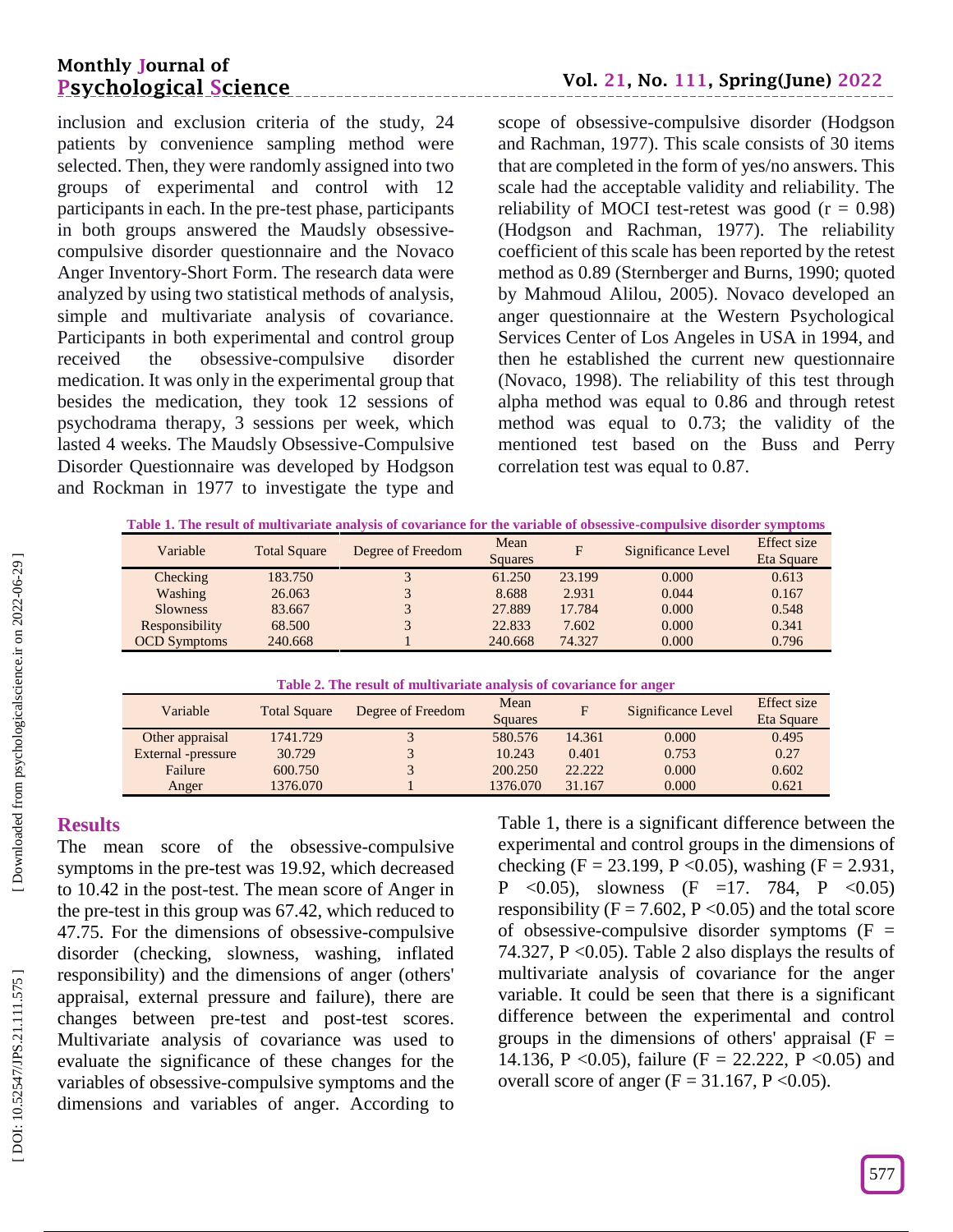inclusion and exclusion criteria of the study, 24 patients by convenience sampling method were selected. Then, they were randomly assigned into two groups of experimental and control with 12 participants in each. In the pre-test phase, participants in both groups answered the Maudsly obsessive-compulsive disorder questionnaire and the Novaco Anger Inventory-Short Form. The research data were analyzed by using two statistical methods of analysis, simple and multivariate analysis of covariance. Participants in both experimental and control group received the obsessive-compulsive disorder medication. It was only in the experimental group that besides the medication, they took 12 sessions of psychodrama therapy, 3 sessions per week, which lasted 4 weeks. The Maudsly Obsessive-Compulsive Disorder Questionnaire was developed by Hodgson and Rockman in 1977 to investigate the type and scope of obsessive-compulsive disorder (Hodgson and Rachman, 1977). This scale consists of 30 items that are completed in the form of yes/no answers. This scale had the acceptable validity and reliability. The reliability of MOCI test-retest was good ($r = 0.98$) (Hodgson and Rachman, 1977). The reliability coefficient of this scale has been reported by the retest method as 0.89 (Sternberger and Burns, 1990; quoted by Mahmoud Alilou, 2005). Novaco developed an anger questionnaire at the Western Psychological Services Center of Los Angeles in USA in 1994, and then he established the current new questionnaire (Novaco, 1998). The reliability of this test through alpha method was equal to 0.86 and through retest method was equal to 0.73; the validity of the mentioned test based on the Buss and Perry correlation test was equal to 0.87.

**Table 1. The result of multivariate analysis of covariance for the variable of obsessive-compulsive disorder symptoms**

| Variable | Total Square | Degree of Freedom | Mean Squares | F | Significance Level | Effect size Eta Square |
|---|---|---|---|---|---|---|
| Checking | 183.750 | 3 | 61.250 | 23.199 | 0.000 | 0.613 |
| Washing | 26.063 | 3 | 8.688 | 2.931 | 0.044 | 0.167 |
| Slowness | 83.667 | 3 | 27.889 | 17.784 | 0.000 | 0.548 |
| Responsibility | 68.500 | 3 | 22.833 | 7.602 | 0.000 | 0.341 |
| OCD Symptoms | 240.668 | 1 | 240.668 | 74.327 | 0.000 | 0.796 |

**Table 2. The result of multivariate analysis of covariance for anger**

| Variable | Total Square | Degree of Freedom | Mean Squares | F | Significance Level | Effect size Eta Square |
|---|---|---|---|---|---|---|
| Other appraisal | 1741.729 | 3 | 580.576 | 14.361 | 0.000 | 0.495 |
| External -pressure | 30.729 | 3 | 10.243 | 0.401 | 0.753 | 0.27 |
| Failure | 600.750 | 3 | 200.250 | 22.222 | 0.000 | 0.602 |
| Anger | 1376.070 | 1 | 1376.070 | 31.167 | 0.000 | 0.621 |

## Results

The mean score of the obsessive-compulsive symptoms in the pre-test was 19.92, which decreased to 10.42 in the post-test. The mean score of Anger in the pre-test in this group was 67.42, which reduced to 47.75. For the dimensions of obsessive-compulsive disorder (checking, slowness, washing, inflated responsibility) and the dimensions of anger (others' appraisal, external pressure and failure), there are changes between pre-test and post-test scores. Multivariate analysis of covariance was used to evaluate the significance of these changes for the variables of obsessive-compulsive symptoms and the dimensions and variables of anger. According to Table 1, there is a significant difference between the experimental and control groups in the dimensions of checking ($F = 23.199$, $P < 0.05$), washing ($F = 2.931$, $P < 0.05$), slowness ($F = 17.784$, $P < 0.05$) responsibility ($F = 7.602$, $P < 0.05$) and the total score of obsessive-compulsive disorder symptoms ($F = 74.327$, $P < 0.05$). Table 2 also displays the results of multivariate analysis of covariance for the anger variable. It could be seen that there is a significant difference between the experimental and control groups in the dimensions of others' appraisal ($F = 14.136$, $P < 0.05$), failure ($F = 22.222$, $P < 0.05$) and overall score of anger ($F = 31.167$, $P < 0.05$).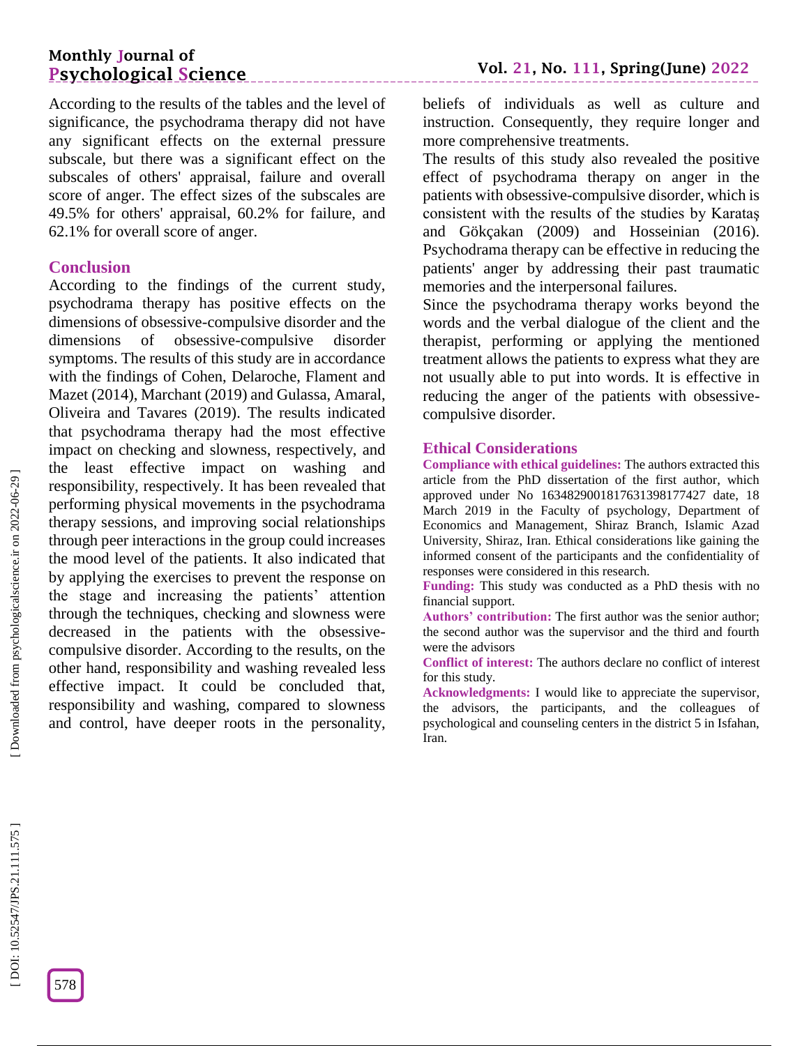According to the results of the tables and the level of significance, the psychodrama therapy did not have any significant effects on the external pressure subscale, but there was a significant effect on the subscales of others' appraisal, failure and overall score of anger. The effect sizes of the subscales are 49.5% for others' appraisal, 60.2% for failure, and 62.1% for overall score of anger.

## Conclusion

According to the findings of the current study, psychodrama therapy has positive effects on the dimensions of obsessive-compulsive disorder and the dimensions of obsessive-compulsive disorder symptoms. The results of this study are in accordance with the findings of Cohen, Delaroche, Flament and Mazet (2014), Marchant (2019) and Gulassa, Amaral, Oliveira and Tavares (2019). The results indicated that psychodrama therapy had the most effective impact on checking and slowness, respectively, and the least effective impact on washing and responsibility, respectively. It has been revealed that performing physical movements in the psychodrama therapy sessions, and improving social relationships through peer interactions in the group could increases the mood level of the patients. It also indicated that by applying the exercises to prevent the response on the stage and increasing the patients' attention through the techniques, checking and slowness were decreased in the patients with the obsessive-compulsive disorder. According to the results, on the other hand, responsibility and washing revealed less effective impact. It could be concluded that, responsibility and washing, compared to slowness and control, have deeper roots in the personality, beliefs of individuals as well as culture and instruction. Consequently, they require longer and more comprehensive treatments.

The results of this study also revealed the positive effect of psychodrama therapy on anger in the patients with obsessive-compulsive disorder, which is consistent with the results of the studies by Karataş and Gökçakan (2009) and Hosseinian (2016). Psychodrama therapy can be effective in reducing the patients' anger by addressing their past traumatic memories and the interpersonal failures.

Since the psychodrama therapy works beyond the words and the verbal dialogue of the client and the therapist, performing or applying the mentioned treatment allows the patients to express what they are not usually able to put into words. It is effective in reducing the anger of the patients with obsessive-compulsive disorder.

## Ethical Considerations

**Compliance with ethical guidelines:** The authors extracted this article from the PhD dissertation of the first author, which approved under No 16348290018176313981 77427 date, 18 March 2019 in the Faculty of psychology, Department of Economics and Management, Shiraz Branch, Islamic Azad University, Shiraz, Iran. Ethical considerations like gaining the informed consent of the participants and the confidentiality of responses were considered in this research.

**Funding:** This study was conducted as a PhD thesis with no financial support.

**Authors' contribution:** The first author was the senior author; the second author was the supervisor and the third and fourth were the advisors

**Conflict of interest:** The authors declare no conflict of interest for this study.

**Acknowledgments:** I would like to appreciate the supervisor, the advisors, the participants, and the colleagues of psychological and counseling centers in the district 5 in Isfahan, Iran.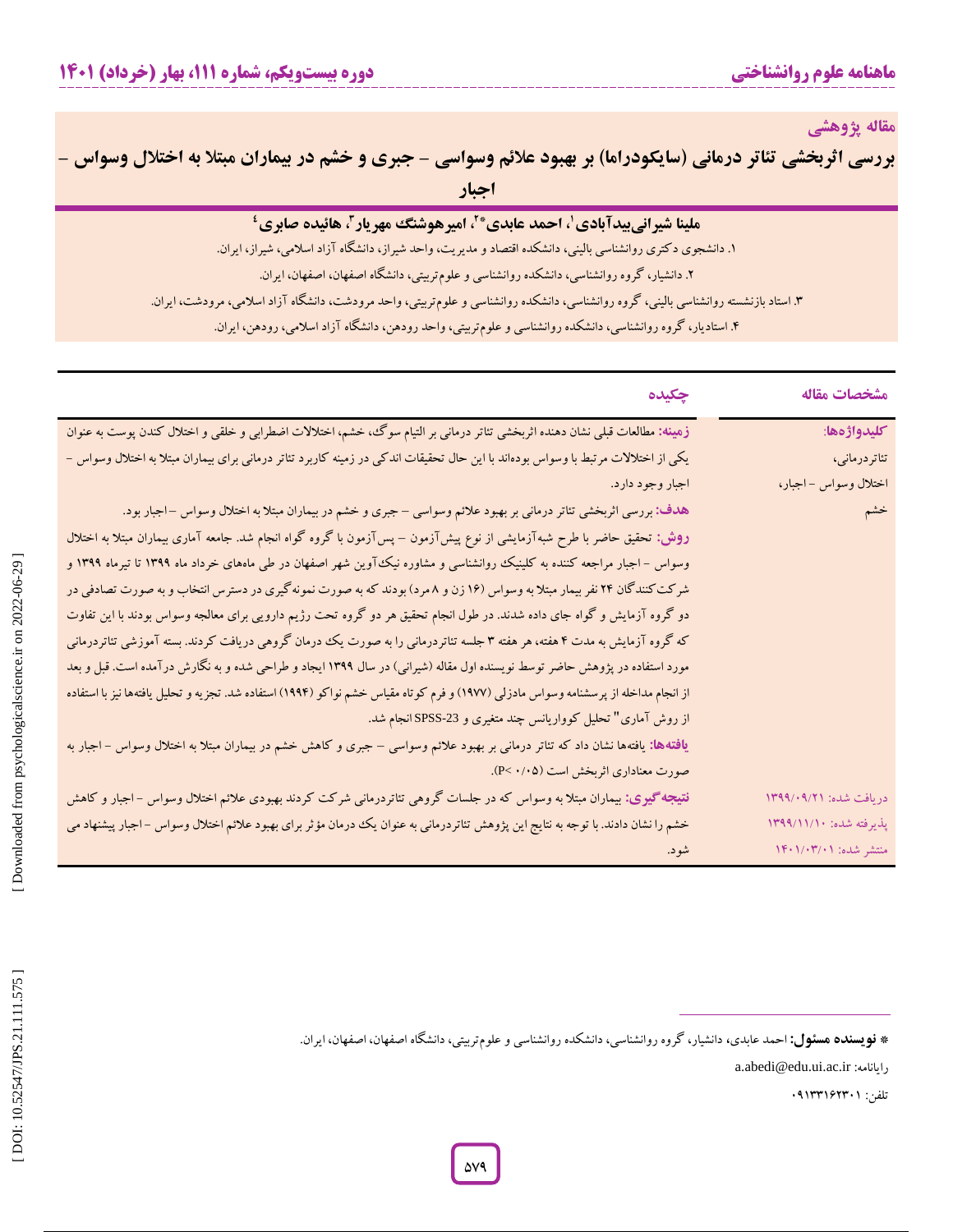مقاله پژوهشی

# بررسی اثربخشی تئاتر درمانی (سایکودراما) بر بهبود علائم وسواسی - جبری و خشم در بیماران مبتلا به اختلال وسواس - اجبار

**ملینا شیرانی‌بیدآبادی[1]، احمد عابدی*[2]، امیرهوشنگ مهریار[3]، هائیده صابری[4]**

۱. دانشجوی دکتری روانشناسی بالینی، دانشکده اقتصاد و مدیریت، واحد شیراز، دانشگاه آزاد اسلامی، شیراز، ایران.

۲. دانشیار، گروه روانشناسی، دانشکده روانشناسی و علوم‌تربیتی، دانشگاه اصفهان، اصفهان، ایران.

۳. استاد بازنشسته روانشناسی بالینی، گروه روانشناسی، دانشکده روانشناسی و علوم‌تربیتی، واحد مرودشت، دانشگاه آزاد اسلامی، مرودشت، ایران.

۴. استادیار، گروه روانشناسی، دانشکده روانشناسی و علوم‌تربیتی، واحد رودهن، دانشگاه آزاد اسلامی، رودهن، ایران.

| مشخصات مقاله | چکیده |
|---|---|
| **کلیدواژه‌ها:** تئاتردرمانی، اختلال وسواس - اجبار، خشم | **زمینه:** مطالعات قبلی نشان دهنده اثربخشی تئاتر درمانی بر التیام سوگ، خشم، اختلالات اضطرابی و خلقی و اختلال کندن پوست به عنوان یکی از اختلالات مرتبط با وسواس بوده‌اند با این حال تحقیقات اندکی در زمینه کاربرد تئاتر درمانی برای بیماران مبتلا به اختلال وسواس - اجبار وجود دارد. |
| | **هدف:** بررسی اثربخشی تئاتر درمانی بر بهبود علائم وسواسی - جبری و خشم در بیماران مبتلا به اختلال وسواس - اجبار بود. |
| | **روش:** تحقیق حاضر با طرح شبه‌آزمایشی از نوع پیش‌آزمون - پس‌آزمون با گروه گواه انجام شد. جامعه آماری بیماران مبتلا به اختلال وسواس - اجبار مراجعه کننده به کلینیک روانشناسی و مشاوره نیک‌آوین شهر اصفهان در طی ماه‌های خرداد ماه ۱۳۹۹ تا تیرماه ۱۳۹۹ و شرکت کنندگان ۲۴ نفر بیمار مبتلا به وسواس (۱۶ زن و ۸ مرد) بودند که به صورت نمونه‌گیری در دسترس انتخاب و به صورت تصادفی در دو گروه آزمایش و گواه جای داده شدند. در طول انجام تحقیق هر دو گروه تحت رژیم دارویی برای معالجه وسواس بودند با این تفاوت که گروه آزمایش به مدت ۴ هفته، هر هفته ۳ جلسه تئاتردرمانی را به صورت یک درمان گروهی دریافت کردند. بسته آموزشی تئاتردرمانی مورد استفاده در پژوهش حاضر توسط نویسنده اول مقاله (شیرانی) در سال ۱۳۹۹ ایجاد و طراحی شده و به نگارش درآمده است. قبل و بعد از انجام مداخله از پرسشنامه وسواس مادزلی (۱۹۷۷) و فرم کوتاه مقیاس خشم نواکو (۱۹۹۴) استفاده شد. تجزیه و تحلیل یافته‌ها نیز با استفاده از روش آماری" تحلیل کوواریانس چند متغیری و SPSS-23 انجام شد. |
| | **یافته‌ها:** یافته‌ها نشان داد که تئاتر درمانی بر بهبود علائم وسواسی - جبری و کاهش خشم در بیماران مبتلا به اختلال وسواس - اجبار به صورت معناداری اثربخش است ($P< ۰/۰۵$). |
| دریافت شده: ۱۳۹۹/۰۹/۲۱<br>پذیرفته شده: ۱۳۹۹/۱۱/۱۰<br>منتشر شده: ۱۴۰۱/۰۳/۰۱ | **نتیجه‌گیری:** بیماران مبتلا به وسواس که در جلسات گروهی تئاتردرمانی شرکت کردند بهبودی علائم اختلال وسواس - اجبار و کاهش خشم را نشان دادند. با توجه به نتایج این پژوهش تئاتردرمانی به عنوان یک درمان مؤثر برای بهبود علائم اختلال وسواس - اجبار پیشنهاد می شود. |

\* **نویسنده مسئول:** احمد عابدی، دانشیار، گروه روانشناسی، دانشکده روانشناسی و علوم‌تربیتی، دانشگاه اصفهان، اصفهان، ایران.

رایانامه: a.abedi@edu.ui.ac.ir

تلفن: ۰۹۱۳۳۱۶۲۳۰۱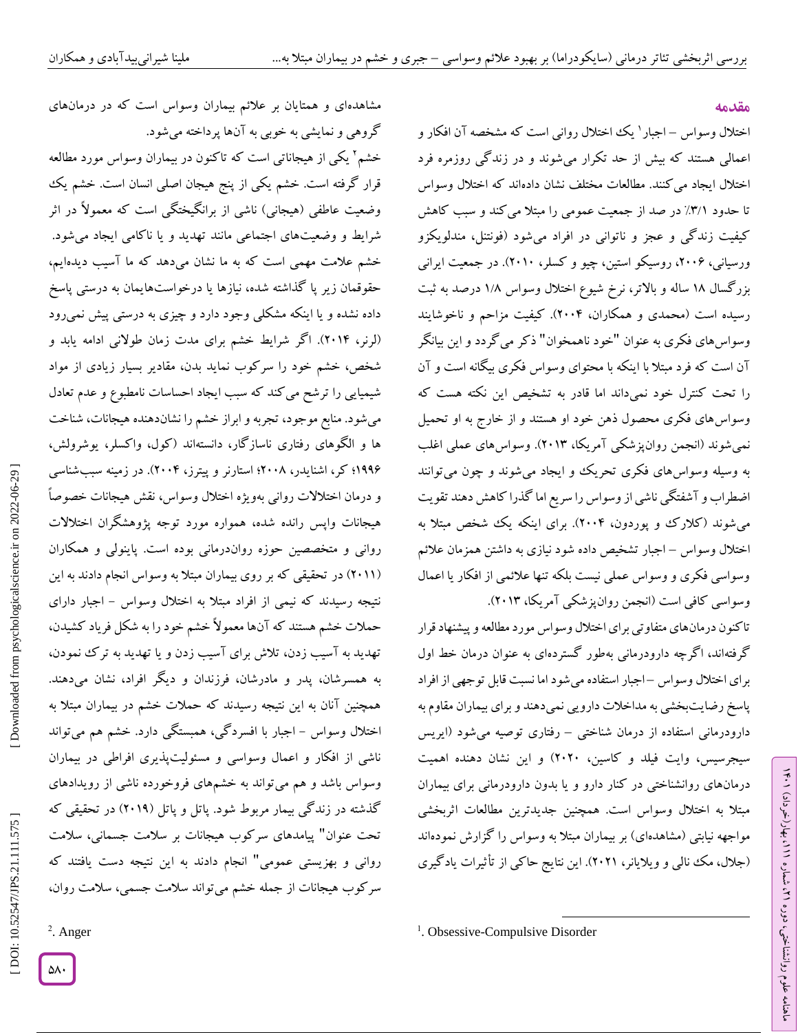## مقدمه

اختلال وسواس – اجبار[1] یک اختلال روانی است که مشخصه آن افکار و اعمالی هستند که بیش از حد تکرار می‌شوند و در زندگی روزمره فرد اختلال ایجاد می‌کنند. مطالعات مختلف نشان داده‌اند که اختلال وسواس تا حدود ۳/۱٪ در صد از جمعیت عمومی را مبتلا می‌کند و سبب کاهش کیفیت زندگی و عجز و ناتوانی در افراد می‌شود (فونتنل، مندلویکزو ورسیانی، ۲۰۰۶، روسیکو استین، چیو و کسلر، ۲۰۱۰). در جمعیت ایرانی بزرگسال ۱۸ ساله و بالاتر، نرخ شیوع اختلال وسواس ۱/۸ درصد به ثبت رسیده است (محمدی و همکاران، ۲۰۰۴). کیفیت مزاحم و ناخوشایند وسواس‌های فکری به عنوان "خود ناهمخوان" ذکر می‌گردد و این بیانگر آن است که فرد مبتلا با اینکه با محتوای وسواس فکری بیگانه است و آن را تحت کنترل خود نمی‌داند اما قادر به تشخیص این نکته هست که وسواس‌های فکری محصول ذهن خود او هستند و از خارج به او تحمیل نمی‌شوند (انجمن روان‌پزشکی آمریکا، ۲۰۱۳). وسواس‌های عملی اغلب به وسیله وسواس‌های فکری تحریک و ایجاد می‌شوند و چون می‌توانند اضطراب و آشفتگی ناشی از وسواس را سریع اما گذرا کاهش دهند تقویت می‌شوند (کلارک و پوردون، ۲۰۰۴). برای اینکه یک شخص مبتلا به اختلال وسواس – اجبار تشخیص داده شود نیازی به داشتن همزمان علائم وسواسی فکری و وسواس عملی نیست بلکه تنها علائمی از افکار یا اعمال وسواسی کافی است (انجمن روان‌پزشکی آمریکا، ۲۰۱۳).

تاکنون درمان‌های متفاوتی برای اختلال وسواس مورد مطالعه و پیشنهاد قرار گرفته‌اند، اگرچه دارودرمانی به‌طور گسترده‌ای به عنوان درمان خط اول برای اختلال وسواس –اجبار استفاده می‌شود اما نسبت قابل توجهی از افراد پاسخ رضایت‌بخشی به مداخلات دارویی نمی‌دهند و برای بیماران مقاوم به دارودرمانی استفاده از درمان شناختی – رفتاری توصیه می‌شود (ایریس سیجرسیس، وایت فیلد و کاسین، ۲۰۲۰) و این نشان دهنده اهمیت درمان‌های روانشناختی در کنار دارو و یا بدون دارودرمانی برای بیماران مبتلا به اختلال وسواس است. همچنین جدیدترین مطالعات اثربخشی مواجهه نیابتی (مشاهده‌ای) بر بیماران مبتلا به وسواس را گزارش نموده‌اند (جلال، مک نالی و ویلاینر، ۲۰۲۱). این نتایج حاکی از تأثیرات یادگیری مشاهده‌ای و همتایان بر علائم بیماران وسواس است که در درمان‌های گروهی و نمایشی به خوبی به آن‌ها پرداخته می‌شود.

خشم[2] یکی از هیجاناتی است که تاکنون در بیماران وسواس مورد مطالعه قرار گرفته است. خشم یکی از پنج هیجان اصلی انسان است. خشم یک وضعیت عاطفی (هیجانی) ناشی از برانگیختگی است که معمولاً در اثر شرایط و وضعیت‌های اجتماعی مانند تهدید و یا ناکامی ایجاد می‌شود. خشم علامت مهمی است که به ما نشان می‌دهد که ما آسیب دیده‌ایم، حقوقمان زیر پا گذاشته شده، نیازها یا درخواست‌هایمان به درستی پاسخ داده نشده و یا اینکه مشکلی وجود دارد و چیزی به درستی پیش نمی‌رود (لرنر، ۲۰۱۴). اگر شرایط خشم برای مدت زمان طولانی ادامه یابد و شخص، خشم خود را سرکوب نماید بدن، مقادیر بسیار زیادی از مواد شیمیایی را ترشح می‌کند که سبب ایجاد احساسات نامطبوع و عدم تعادل می‌شود. منابع موجود، تجربه و ابراز خشم را نشان‌دهنده هیجانات، شناخت ها و الگوهای رفتاری ناسازگار، دانسته‌اند (کول، واکسلر، یوشرولش، ۱۹۹۶؛ کر، اشنایدر، ۲۰۰۸؛ استارنر و پیترز، ۲۰۰۴). در زمینه سبب‌شناسی و درمان اختلالات روانی به‌ویژه اختلال وسواس، نقش هیجانات خصوصاً هیجانات واپس رانده شده، همواره مورد توجه پژوهشگران اختلالات روانی و متخصصین حوزه روان‌درمانی بوده است. پاینولی و همکاران (۲۰۱۱) در تحقیقی که بر روی بیماران مبتلا به وسواس انجام دادند به این نتیجه رسیدند که نیمی از افراد مبتلا به اختلال وسواس – اجبار دارای حملات خشم هستند که آن‌ها معمولاً خشم خود را به شکل فریاد کشیدن، تهدید به آسیب زدن، تلاش برای آسیب زدن و یا تهدید به ترک نمودن، به همسرشان، پدر و مادرشان، فرزندان و دیگر افراد، نشان می‌دهند. همچنین آنان به این نتیجه رسیدند که حملات خشم در بیماران مبتلا به اختلال وسواس – اجبار با افسردگی، همبستگی دارد. خشم هم می‌تواند ناشی از افکار و اعمال وسواسی و مسئولیت‌پذیری افراطی در بیماران وسواس باشد و هم می‌تواند به خشم‌های فروخورده ناشی از رویدادهای گذشته در زندگی بیمار مربوط شود. پاتل و پاتل (۲۰۱۹) در تحقیقی که تحت عنوان" پیامدهای سرکوب هیجانات بر سلامت جسمانی، سلامت روانی و بهزیستی عمومی" انجام دادند به این نتیجه دست یافتند که سرکوب هیجانات از جمله خشم می‌تواند سلامت جسمی، سلامت روان،

---

[1]. Obsessive-Compulsive Disorder

[2]. Anger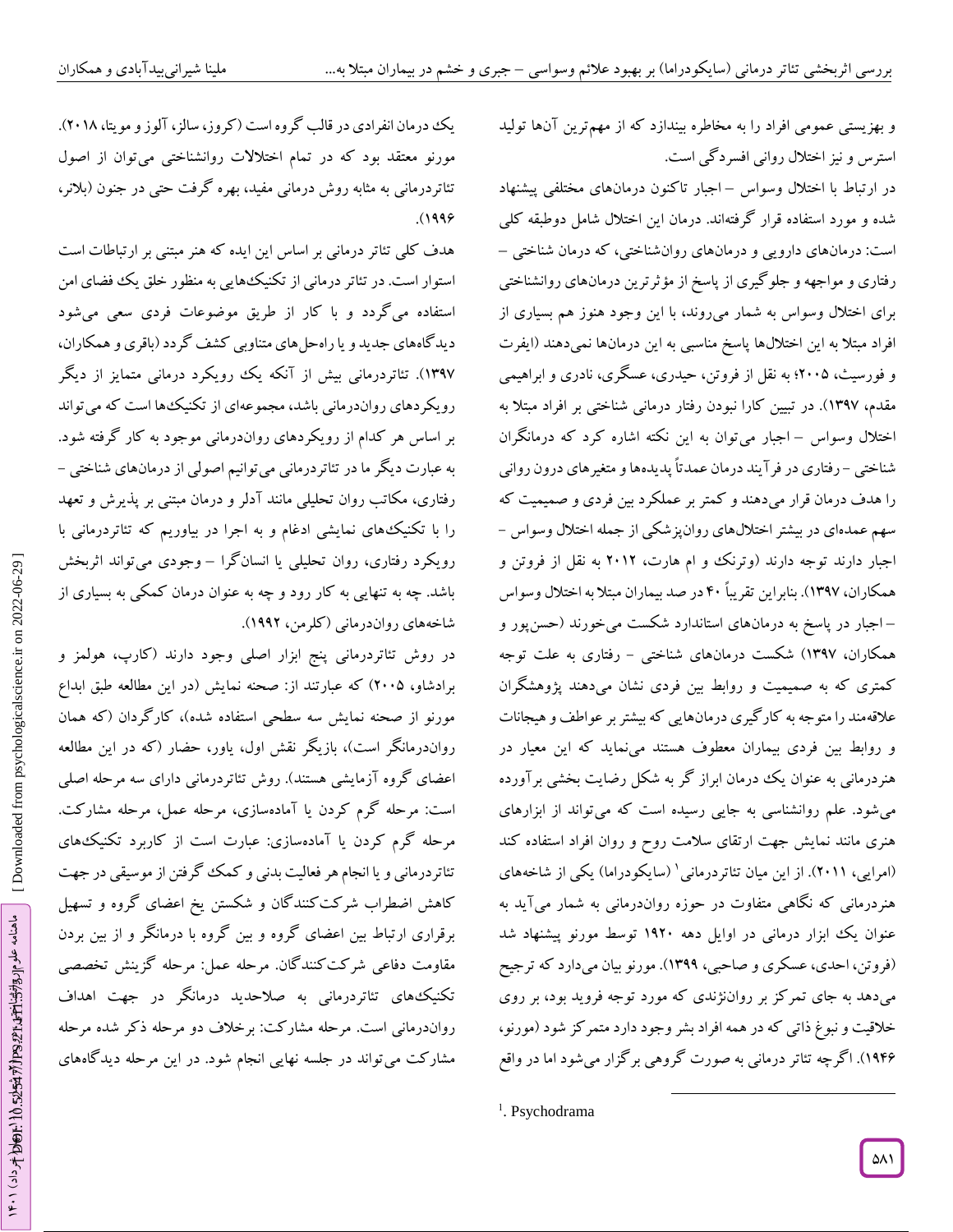و بهزیستی عمومی افراد را به مخاطره بیندازد که از مهم‌ترین آن‌ها تولید استرس و نیز اختلال روانی افسردگی است.

در ارتباط با اختلال وسواس – اجبار تاکنون درمان‌های مختلفی پیشنهاد شده و مورد استفاده قرار گرفته‌اند. درمان این اختلال شامل دوطبقه کلی است: درمان‌های دارویی و درمان‌های روان‌شناختی، که درمان شناختی – رفتاری و مواجهه و جلوگیری از پاسخ از مؤثرترین درمان‌های روانشناختی برای اختلال وسواس به شمار می‌روند، با این وجود هنوز هم بسیاری از افراد مبتلا به این اختلال‌ها پاسخ مناسبی به این درمان‌ها نمی‌دهند (ایفرت و فورسیث، ۲۰۰۵؛ به نقل از فروتن، حیدری، عسگری، نادری و ابراهیمی مقدم، ۱۳۹۷). در تبیین کارا نبودن رفتار درمانی شناختی بر افراد مبتلا به اختلال وسواس – اجبار می‌توان به این نکته اشاره کرد که درمانگران شناختی – رفتاری در فرآیند درمان عمدتاً پدیده‌ها و متغیرهای درون روانی را هدف درمان قرار می‌دهند و کمتر بر عملکرد بین فردی و صمیمیت که سهم عمده‌ای در بیشتر اختلال‌های روان‌پزشکی از جمله اختلال وسواس – اجبار دارند توجه دارند (وترنگ و ام هارت، ۲۰۱۲ به نقل از فروتن و همکاران، ۱۳۹۷). بنابراین تقریباً ۴۰ در صد بیماران مبتلا به اختلال وسواس – اجبار در پاسخ به درمان‌های استاندارد شکست می‌خورند (حسن‌پور و همکاران، ۱۳۹۷) شکست درمان‌های شناختی – رفتاری به علت توجه کمتری که به صمیمیت و روابط بین فردی نشان می‌دهند پژوهشگران علاقه‌مند را متوجه به کارگیری درمان‌هایی که بیشتر بر عواطف و هیجانات و روابط بین فردی بیماران معطوف هستند می‌نماید که این معیار در هنردرمانی به عنوان یک درمان ابراز گر به شکل رضایت بخشی برآورده می‌شود. علم روانشناسی به جایی رسیده است که می‌تواند از ابزارهای هنری مانند نمایش جهت ارتقای سلامت روح و روان افراد استفاده کند (امرایی، ۲۰۱۱). از این میان تئاتردرمانی[1] (سایکودراما) یکی از شاخه‌های هنردرمانی که نگاهی متفاوت در حوزه روان‌درمانی به شمار می‌آید به عنوان یک ابزار درمانی در اوایل دهه ۱۹۲۰ توسط مورنو پیشنهاد شد (فروتن، احدی، عسکری و صاحبی، ۱۳۹۹). مورنو بیان می‌دارد که ترجیح می‌دهد به جای تمرکز بر روان‌نژندی که مورد توجه فروید بود، بر روی خلاقیت و نبوغ ذاتی که در همه افراد بشر وجود دارد متمرکز شود (مورنو، ۱۹۴۶). اگرچه تئاتر درمانی به صورت گروهی برگزار می‌شود اما در واقع یک درمان انفرادی در قالب گروه است (کروز، سالز، آلوز و مویتا، ۲۰۱۸). مورنو معتقد بود که در تمام اختلالات روانشناختی می‌توان از اصول تئاتردرمانی به مثابه روش درمانی مفید، بهره گرفت حتی در جنون (بلاتر، ۱۹۹۶).

هدف کلی تئاتر درمانی بر اساس این ایده که هنر مبتنی بر ارتباطات است استوار است. در تئاتر درمانی از تکنیک‌هایی به منظور خلق یک فضای امن استفاده می‌گردد و با کار از طریق موضوعات فردی سعی می‌شود دیدگاه‌های جدید و یا راه‌حل‌های متناوبی کشف گردد (باقری و همکاران، ۱۳۹۷). تئاتردرمانی بیش از آنکه یک رویکرد درمانی متمایز از دیگر رویکردهای روان‌درمانی باشد، مجموعه‌ای از تکنیک‌ها است که می‌تواند بر اساس هر کدام از رویکردهای روان‌درمانی موجود به کار گرفته شود. به عبارت دیگر ما در تئاتردرمانی می‌توانیم اصولی از درمان‌های شناختی – رفتاری، مکاتب روان تحلیلی مانند آدلر و درمان مبتنی بر پذیرش و تعهد را با تکنیک‌های نمایشی ادغام و به اجرا در بیاوریم که تئاتردرمانی با رویکرد رفتاری، روان تحلیلی یا انسان‌گرا – وجودی می‌تواند اثربخش باشد. چه به تنهایی به کار رود و چه به عنوان درمان کمکی به بسیاری از شاخه‌های روان‌درمانی (کلرمن، ۱۹۹۲).

در روش تئاتردرمانی پنج ابزار اصلی وجود دارند (کارپ، هولمز و برادشاو، ۲۰۰۵) که عبارتند از: صحنه نمایش (در این مطالعه طبق ابداع مورنو از صحنه نمایش سه سطحی استفاده شده)، کارگردان (که همان روان‌درمانگر است)، بازیگر نقش اول، یاور، حضار (که در این مطالعه اعضای گروه آزمایشی هستند). روش تئاتردرمانی دارای سه مرحله اصلی است: مرحله گرم کردن یا آماده‌سازی، مرحله عمل، مرحله مشارکت. مرحله گرم کردن یا آماده‌سازی: عبارت است از کاربرد تکنیک‌های تئاتردرمانی و یا انجام هر فعالیت بدنی و کمک گرفتن از موسیقی در جهت کاهش اضطراب شرکت‌کنندگان و شکستن یخ اعضای گروه و تسهیل برقراری ارتباط بین اعضای گروه و بین گروه با درمانگر و از بین بردن مقاومت دفاعی شرکت‌کنندگان. مرحله عمل: مرحله گزینش تخصصی تکنیک‌های تئاتردرمانی به صلاحدید درمانگر در جهت اهداف روان‌درمانی است. مرحله مشارکت: برخلاف دو مرحله ذکر شده مرحله مشارکت می‌تواند در جلسه نهایی انجام شود. در این مرحله دیدگاه‌های

[1]. Psychodrama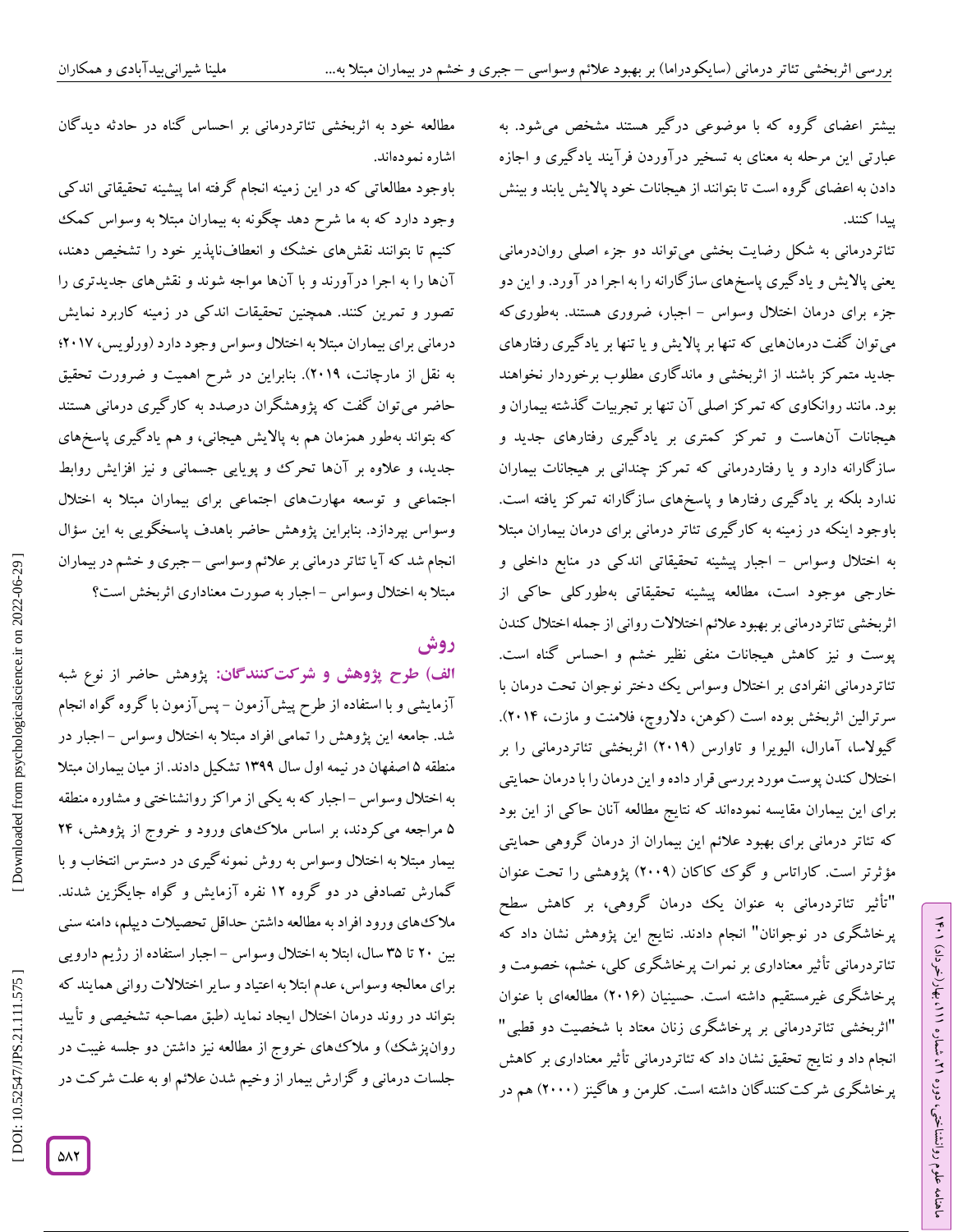بیشتر اعضای گروه که با موضوعی درگیر هستند مشخص می‌شود. به عبارتی این مرحله به معنای به تسخیر درآوردن فرآیند یادگیری و اجازه دادن به اعضای گروه است تا بتوانند از هیجانات خود پالایش یابند و بینش پیدا کنند.

تئاتردرمانی به شکل رضایت بخشی می‌تواند دو جزء اصلی روان‌درمانی یعنی پالایش و یادگیری پاسخ‌های سازگارانه را به اجرا در آورد. و این دو جزء برای درمان اختلال وسواس - اجبار، ضروری هستند. به‌طوری‌که می‌توان گفت درمان‌هایی که تنها بر پالایش و یا تنها بر یادگیری رفتارهای جدید متمرکز باشند از اثربخشی و ماندگاری مطلوب برخوردار نخواهند بود. مانند روانکاوی که تمرکز اصلی آن تنها بر تجربیات گذشته بیماران و هیجانات آن‌هاست و تمرکز کمتری بر یادگیری رفتارهای جدید و سازگارانه دارد و یا رفتاردرمانی که تمرکز چندانی بر هیجانات بیماران ندارد بلکه بر یادگیری رفتارها و پاسخ‌های سازگارانه تمرکز یافته است. باوجود اینکه در زمینه به کارگیری تئاتر درمانی برای درمان بیماران مبتلا به اختلال وسواس - اجبار پیشینه تحقیقاتی اندکی در منابع داخلی و خارجی موجود است، مطالعه پیشینه تحقیقاتی به‌طورکلی حاکی از اثربخشی تئاتردرمانی بر بهبود علائم اختلالات روانی از جمله اختلال کندن پوست و نیز کاهش هیجانات منفی نظیر خشم و احساس گناه است. تئاتردرمانی انفرادی بر اختلال وسواس یک دختر نوجوان تحت درمان با سرترالین اثربخش بوده است (کوهن، دلاروچ، فلامنت و مازت، ۲۰۱۴). گیولاسا، آمارال، الیویرا و تاوارس (۲۰۱۹) اثربخشی تئاتردرمانی را بر اختلال کندن پوست مورد بررسی قرار داده و این درمان را با درمان حمایتی برای این بیماران مقایسه نموده‌اند که نتایج مطالعه آنان حاکی از این بود که تئاتر درمانی برای بهبود علائم این بیماران از درمان گروهی حمایتی مؤثرتر است. کاراتاس و گوک کاکان (۲۰۰۹) پژوهشی را تحت عنوان "تأثیر تئاتردرمانی به عنوان یک درمان گروهی، بر کاهش سطح پرخاشگری در نوجوانان" انجام دادند. نتایج این پژوهش نشان داد که تئاتردرمانی تأثیر معناداری بر نمرات پرخاشگری کلی، خشم، خصومت و پرخاشگری غیرمستقیم داشته است. حسینیان (۲۰۱۶) مطالعه‌ای با عنوان "اثربخشی تئاتردرمانی بر پرخاشگری زنان معتاد با شخصیت دو قطبی" انجام داد و نتایج تحقیق نشان داد که تئاتردرمانی تأثیر معناداری بر کاهش پرخاشگری شرکت‌کنندگان داشته است. کلرمن و هاگینز (۲۰۰۰) هم در مطالعه خود به اثربخشی تئاتردرمانی بر احساس گناه در حادثه دیدگان اشاره نموده‌اند.

باوجود مطالعاتی که در این زمینه انجام گرفته اما پیشینه تحقیقاتی اندکی وجود دارد که به ما شرح دهد چگونه به بیماران مبتلا به وسواس کمک کنیم تا بتوانند نقش‌های خشک و انعطاف‌ناپذیر خود را تشخیص دهند، آن‌ها را به اجرا درآورند و با آن‌ها مواجه شوند و نقش‌های جدیدتری را تصور و تمرین کنند. همچنین تحقیقات اندکی در زمینه کاربرد نمایش درمانی برای بیماران مبتلا به اختلال وسواس وجود دارد (ورلویس، ۲۰۱۷؛ به نقل از مارچانت، ۲۰۱۹). بنابراین در شرح اهمیت و ضرورت تحقیق حاضر می‌توان گفت که پژوهشگران درصدد به کارگیری درمانی هستند که بتواند به‌طور همزمان هم به پالایش هیجانی، و هم یادگیری پاسخ‌های جدید، و علاوه بر آن‌ها تحرک و پویایی جسمانی و نیز افزایش روابط اجتماعی و توسعه مهارت‌های اجتماعی برای بیماران مبتلا به اختلال وسواس بپردازد. بنابراین پژوهش حاضر باهدف پاسخگویی به این سؤال انجام شد که آیا تئاتر درمانی بر علائم وسواسی - جبری و خشم در بیماران مبتلا به اختلال وسواس - اجبار به صورت معناداری اثربخش است؟

## روش

**الف) طرح پژوهش و شرکت‌کنندگان:** پژوهش حاضر از نوع شبه آزمایشی و با استفاده از طرح پیش‌آزمون - پس‌آزمون با گروه گواه انجام شد. جامعه این پژوهش را تمامی افراد مبتلا به اختلال وسواس - اجبار در منطقه ۵ اصفهان در نیمه اول سال ۱۳۹۹ تشکیل دادند. از میان بیماران مبتلا به اختلال وسواس - اجبار که به یکی از مراکز روانشناختی و مشاوره منطقه ۵ مراجعه می‌کردند، بر اساس ملاک‌های ورود و خروج از پژوهش، ۲۴ بیمار مبتلا به اختلال وسواس به روش نمونه‌گیری در دسترس انتخاب و با گمارش تصادفی در دو گروه ۱۲ نفره آزمایش و گواه جایگزین شدند. ملاک‌های ورود افراد به مطالعه داشتن حداقل تحصیلات دیپلم، دامنه سنی بین ۲۰ تا ۳۵ سال، ابتلا به اختلال وسواس - اجبار استفاده از رژیم دارویی برای معالجه وسواس، عدم ابتلا به اعتیاد و سایر اختلالات روانی همایند که بتواند در روند درمان اختلال ایجاد نماید (طبق مصاحبه تشخیصی و تأیید روان‌پزشک) و ملاک‌های خروج از مطالعه نیز داشتن دو جلسه غیبت در جلسات درمانی و گزارش بیمار از وخیم شدن علائم او به علت شرکت در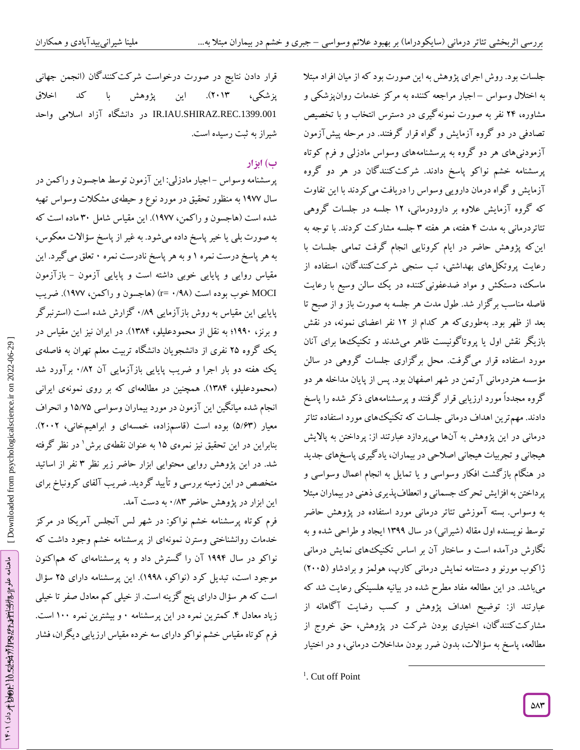جلسات بود. روش اجرای پژوهش به این صورت بود که از میان افراد مبتلا به اختلال وسواس – اجبار مراجعه کننده به مرکز خدمات روان‌پزشکی و مشاوره، ۲۴ نفر به صورت نمونه‌گیری در دسترس انتخاب و با تخصیص تصادفی در دو گروه آزمایش و گواه قرار گرفتند. در مرحله پیش‌آزمون آزمودنی‌های هر دو گروه به پرسشنامه‌های وسواس مادزلی و فرم کوتاه پرسشنامه خشم نواکو پاسخ دادند. شرکت‌کنندگان در هر دو گروه آزمایش و گواه درمان دارویی وسواس را دریافت می‌کردند با این تفاوت که گروه آزمایش علاوه بر دارودرمانی، ۱۲ جلسه در جلسات گروهی تئاتردرمانی به مدت ۴ هفته، هر هفته ۳ جلسه مشارکت کردند. با توجه به این‌که پژوهش حاضر در ایام کرونایی انجام گرفت تمامی جلسات با رعایت پروتکل‌های بهداشتی، تب سنجی شرکت‌کنندگان، استفاده از ماسک، دستکش و مواد ضدعفونی‌کننده در یک سالن وسیع با رعایت فاصله مناسب برگزار شد. طول مدت هر جلسه به صورت باز و از صبح تا بعد از ظهر بود. به‌طوری‌که هر کدام از ۱۲ نفر اعضای نمونه، در نقش بازیگر نقش اول یا پروتاگونیست ظاهر می‌شدند و تکنیک‌ها برای آنان مورد استفاده قرار می‌گرفت. محل برگزاری جلسات گروهی در سالن مؤسسه هنردرمانی آرتمن در شهر اصفهان بود. پس از پایان مداخله هر دو گروه مجدداً مورد ارزیابی قرار گرفتند و پرسشنامه‌های ذکر شده را پاسخ دادند. مهم‌ترین اهداف درمانی جلسات که تکنیک‌های مورد استفاده تئاتر درمانی در این پژوهش به آن‌ها می‌پردازد عبارتند از: پرداختن به پالایش هیجانی و تجربیات هیجانی اصلاحی در بیماران، یادگیری پاسخ‌های جدید در هنگام بازگشت افکار وسواسی و یا تمایل به انجام اعمال وسواسی و پرداختن به افزایش تحرک جسمانی و انعطاف‌پذیری ذهنی در بیماران مبتلا به وسواس. بسته آموزشی تئاتر درمانی مورد استفاده در پژوهش حاضر توسط نویسنده اول مقاله (شیرانی) در سال ۱۳۹۹ ایجاد و طراحی شده و به نگارش درآمده است و ساختار آن بر اساس تکنیک‌های نمایش درمانی ژاکوب مورنو و دستنامه نمایش درمانی کارپ، هولمز و برادشاو (۲۰۰۵) می‌باشد. در این مطالعه مفاد مطرح شده در بیانیه هلسینکی رعایت شد که عبارتند از: توضیح اهداف پژوهش و کسب رضایت آگاهانه از مشارکت‌کنندگان، اختیاری بودن شرکت در پژوهش، حق خروج از مطالعه، پاسخ به سؤالات، بدون ضرر بودن مداخلات درمانی، و در اختیار قرار دادن نتایج در صورت درخواست شرکت‌کنندگان (انجمن جهانی پزشکی، ۲۰۱۳). این پژوهش با کد اخلاق IR.IAU.SHIRAZ.REC.1399.001 در دانشگاه آزاد اسلامی واحد شیراز به ثبت رسیده است.

## ب) ابزار

پرسشنامه وسواس – اجبار مادزلی: این آزمون توسط هاجسون و راکمن در سال ۱۹۷۷ به منظور تحقیق در مورد نوع و حیطه‌ی مشکلات وسواس تهیه شده است (هاجسون و راکمن، ۱۹۷۷). این مقیاس شامل ۳۰ ماده است که به صورت بلی یا خیر پاسخ داده می‌شود. به غیر از پاسخ سؤالات معکوس، به هر پاسخ درست نمره ۱ و به هر پاسخ نادرست نمره ۰ تعلق می‌گیرد. این مقیاس روایی و پایایی خوبی داشته است و پایایی آزمون – بازآزمون MOCI خوب بوده است (r= ۰/۹۸) (هاجسون و راکمن، ۱۹۷۷). ضریب پایایی این مقیاس به روش بازآزمایی ۰/۸۹ گزارش شده است (استرنبرگر و برنز، ۱۹۹۰؛ به نقل از محمودعلیلو، ۱۳۸۴). در ایران نیز این مقیاس در یک گروه ۲۵ نفری از دانشجویان دانشگاه تربیت معلم تهران به فاصله‌ی یک هفته دو بار اجرا و ضریب پایایی بازآزمایی آن ۰/۸۲ برآورد شد (محمودعلیلو، ۱۳۸۴). همچنین در مطالعه‌ای که بر روی نمونه‌ی ایرانی انجام شده میانگین این آزمون در مورد بیماران وسواسی ۱۵/۷۵ و انحراف معیار (۵/۶۳) بوده است (قاسم‌زاده، خمسه‌ای و ابراهیم‌خانی، ۲۰۰۲). بنابراین در این تحقیق نیز نمره‌ی ۱۵ به عنوان نقطه‌ی برش[1] در نظر گرفته شد. در این پژوهش روایی محتوایی ابزار حاضر زیر نظر ۳ نفر از اساتید متخصص در این زمینه بررسی و تأیید گردید. ضریب آلفای کرونباخ برای این ابزار در پژوهش حاضر ۰/۸۳ به دست آمد.

فرم کوتاه پرسشنامه خشم نواکو: در شهر لس آنجلس آمریکا در مرکز خدمات روانشناختی وسترن نمونه‌ای از پرسشنامه خشم وجود داشت که نواکو در سال ۱۹۹۴ آن را گسترش داد و به پرسشنامه‌ای که هم‌اکنون موجود است، تبدیل کرد (نواکو، ۱۹۹۸). این پرسشنامه دارای ۲۵ سؤال است که هر سؤال دارای پنج گزینه است. از خیلی کم معادل صفر تا خیلی زیاد معادل ۴. کمترین نمره در این پرسشنامه ۰ و بیشترین نمره ۱۰۰ است. فرم کوتاه مقیاس خشم نواکو دارای سه خرده مقیاس ارزیابی دیگران، فشار

[1]. Cut off Point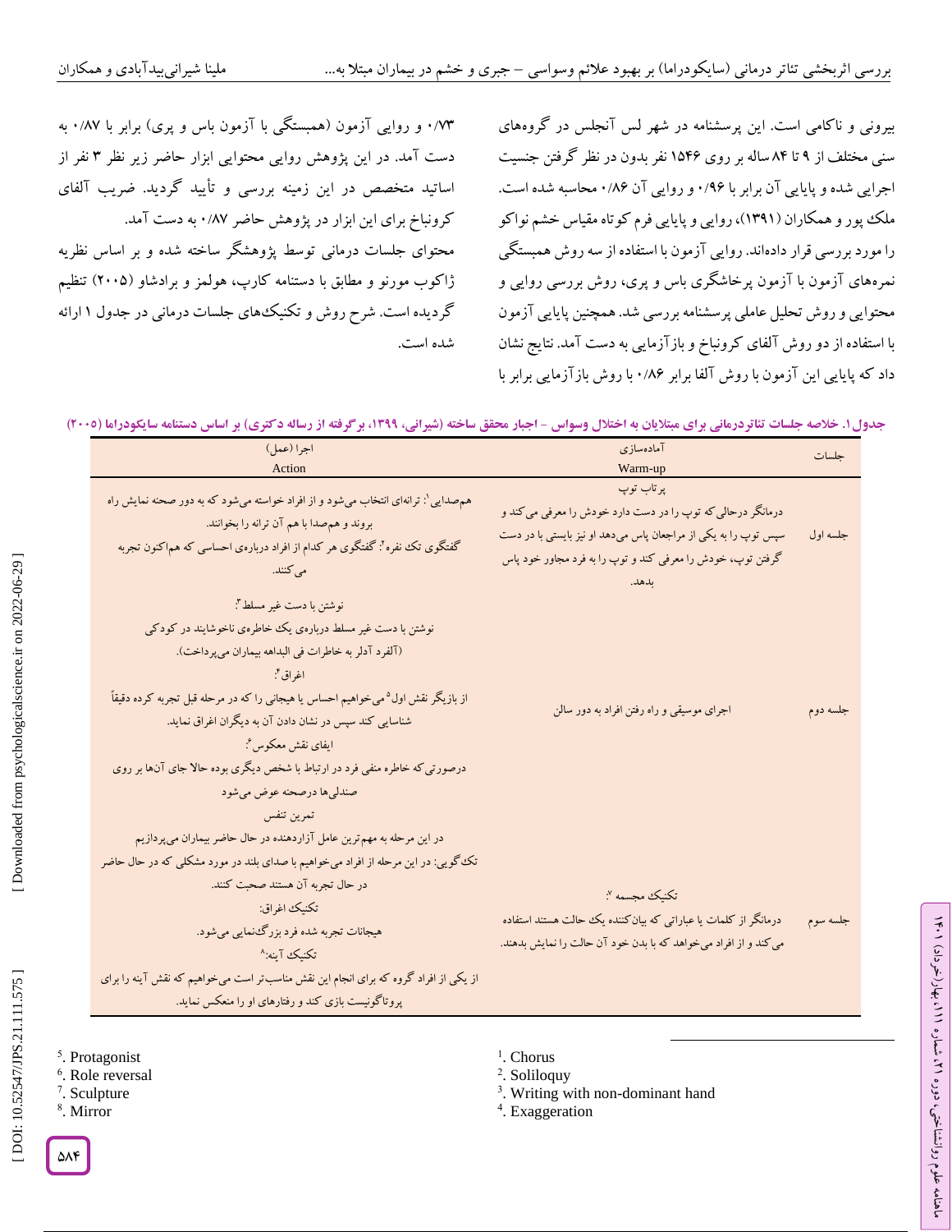بیرونی و ناکامی است. این پرسشنامه در شهر لس آنجلس در گروه‌های سنی مختلف از ۹ تا ۸۴ ساله بر روی ۱۵۴۶ نفر بدون در نظر گرفتن جنسیت اجرایی شده و پایایی آن برابر با ۰/۹۶ و روایی آن ۰/۸۶ محاسبه شده است. ملك پور و همکاران (۱۳۹۱)، روایی و پایایی فرم کوتاه مقیاس خشم نواکو را مورد بررسی قرار داده‌اند. روایی آزمون با استفاده از سه روش همبستگی نمره‌های آزمون با آزمون پرخاشگری باس و پری، روش بررسی روایی و محتوایی و روش تحلیل عاملی پرسشنامه بررسی شد. همچنین پایایی آزمون با استفاده از دو روش آلفای کرونباخ و بازآزمایی به دست آمد. نتایج نشان داد که پایایی این آزمون با روش آلفا برابر ۰/۸۶ با روش بازآزمایی برابر با ۰/۷۳ و روایی آزمون (همبستگی با آزمون باس و پری) برابر با ۰/۸۷ به دست آمد. در این پژوهش روایی محتوایی ابزار حاضر زیر نظر ۳ نفر از اساتید متخصص در این زمینه بررسی و تأیید گردید. ضریب آلفای کرونباخ برای این ابزار در پژوهش حاضر ۰/۸۷ به دست آمد.

محتوای جلسات درمانی توسط پژوهشگر ساخته شده و بر اساس نظریه ژاکوب مورنو و مطابق با دستنامه کارپ، هولمز و برادشاو (۲۰۰۵) تنظیم گردیده است. شرح روش و تکنیک‌های جلسات درمانی در جدول ۱ ارائه شده است.

**جدول ۱. خلاصه جلسات تئاتردرمانی برای مبتلایان به اختلال وسواس - اجبار محقق ساخته (شیرانی، ۱۳۹۹، برگرفته از رساله دکتری) بر اساس دستنامه سایکودراما (۲۰۰۵)**

| جلسات | آماده‌سازی Warm-up | اجرا (عمل) Action |
|---|---|---|
| جلسه اول | پرتاب توپ<br>درمانگر درحالی که توپ را در دست دارد خودش را معرفی می‌کند و سپس توپ را به یکی از مراجعان پاس می‌دهد او نیز بایستی با در دست گرفتن توپ، خودش را معرفی کند و توپ را به فرد مجاور خود پاس بدهد. | هم‌صدایی[1]: ترانه‌ای انتخاب می‌شود و از افراد خواسته می‌شود که به دور صحنه نمایش راه بروند و هم‌صدا با هم آن ترانه را بخوانند.<br>گفتگوی تک نفره[2]: گفتگوی هر کدام از افراد درباره‌ی احساسی که هم‌اکنون تجربه می‌کنند. |
| جلسه دوم | اجرای موسیقی و راه رفتن افراد به دور سالن | نوشتن با دست غیر مسلط[3]:<br>نوشتن با دست غیر مسلط درباره‌ی یک خاطره‌ی ناخوشایند در کودکی (آلفرد آدلر به خاطرات فی البداهه بیماران می‌پرداخت).<br>اغراق[4]:<br>از بازیگر نقش اول[5] می‌خواهیم احساس یا هیجانی را که در مرحله قبل تجربه کرده دقیقاً شناسایی کند سپس در نشان دادن آن به دیگران اغراق نماید.<br>ایفای نقش معکوس[6]:<br>درصورتی که خاطره منفی فرد در ارتباط با شخص دیگری بوده حالا جای آن‌ها بر روی صندلی‌ها درصحنه عوض می‌شود<br>تمرین تنفس |
| جلسه سوم | تکنیک مجسمه[7]:<br>درمانگر از کلمات یا عباراتی که بیان‌کننده یک حالت هستند استفاده می‌کند و از افراد می‌خواهد که با بدن خود آن حالت را نمایش بدهند. | در این مرحله به مهم‌ترین عامل آزاردهنده در حال حاضر بیماران می‌پردازیم<br>تک‌گویی: در این مرحله از افراد می‌خواهیم با صدای بلند در مورد مشکلی که در حال حاضر در حال تجربه آن هستند صحبت کنند.<br>تکنیک اغراق:<br>هیجانات تجربه شده فرد بزرگ‌نمایی می‌شود.<br>تکنیک آینه:[8]<br>از یکی از افراد گروه که برای انجام این نقش مناسب‌تر است می‌خواهیم که نقش آینه را برای پروتاگونیست بازی کند و رفتارهای او را منعکس نماید. |

[1]. Chorus
[2]. Soliloquy
[3]. Writing with non-dominant hand
[4]. Exaggeration
[5]. Protagonist
[6]. Role reversal
[7]. Sculpture
[8]. Mirror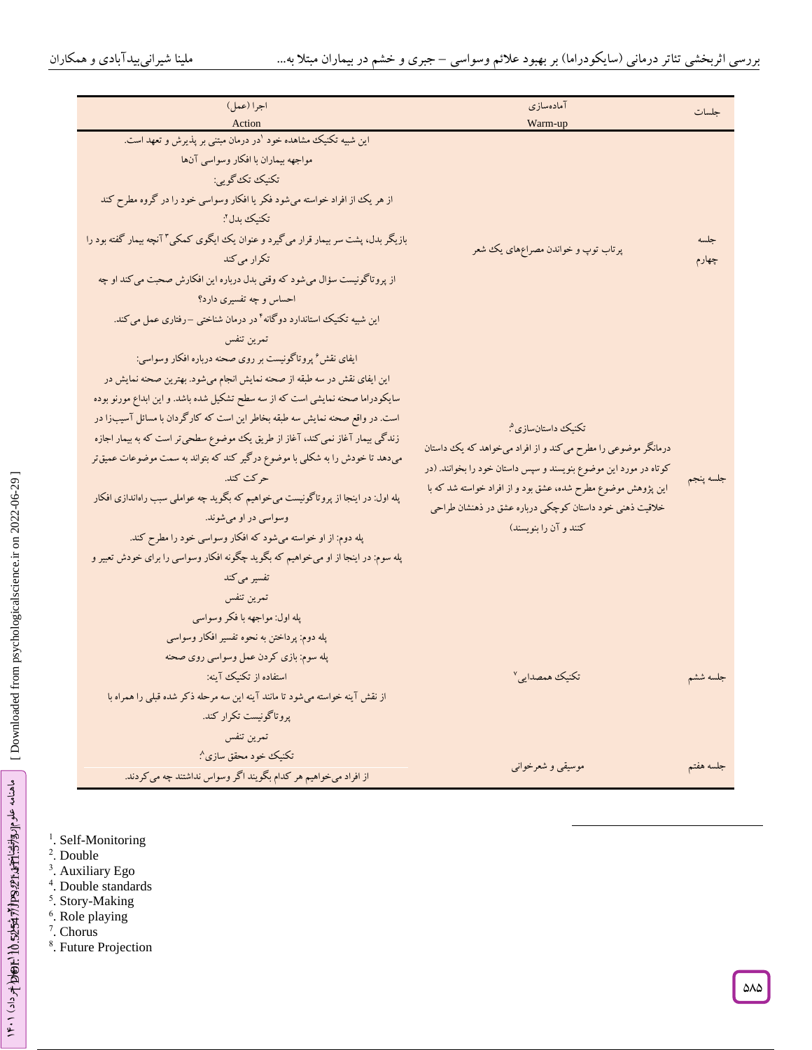| جلسات | آماده‌سازی<br>Warm-up | اجرا (عمل)<br>Action |
|---|---|---|
| جلسه چهارم | پرتاب توپ و خواندن مصراع‌های یک شعر | این شبیه تکنیک مشاهده خود [1] در درمان مبتنی بر پذیرش و تعهد است.<br>مواجهه بیماران با افکار وسواسی آن‌ها<br>تکنیک تک‌گویی:<br>از هر یک از افراد خواسته می‌شود فکر یا افکار وسواسی خود را در گروه مطرح کند<br>تکنیک بدل [2]:<br>بازیگر بدل، پشت سر بیمار قرار می‌گیرد و عنوان یک ایگوی کمکی [3] آنچه بیمار گفته بود را تکرار می‌کند<br>از پروتاگونیست سؤال می‌شود که وقتی بدل درباره این افکارش صحبت می‌کند او چه احساس و چه تفسیری دارد؟<br>این شبیه تکنیک استاندارد دوگانه [4] در درمان شناختی –رفتاری عمل می‌کند.<br>تمرین تنفس |
| جلسه پنجم | تکنیک داستان‌سازی [5]:<br>درمانگر موضوعی را مطرح می‌کند و از افراد می‌خواهد که یک داستان کوتاه در مورد این موضوع بنویسند و سپس داستان خود را بخوانند. (در این پژوهش موضوع مطرح شده، عشق بود و از افراد خواسته شد که با خلاقیت ذهنی خود داستان کوچکی درباره عشق در ذهنشان طراحی کنند و آن را بنویسند) | ایفای نقش [6] پروتاگونیست بر روی صحنه درباره افکار وسواسی:<br>این ایفای نقش در سه طبقه از صحنه نمایش انجام می‌شود. بهترین صحنه نمایش در سایکودراما صحنه نمایشی است که از سه سطح تشکیل شده باشد. و این ابداع مورنو بوده است. در واقع صحنه نمایش سه طبقه بخاطر این است که کارگردان با مسائل آسیب‌زا در زندگی بیمار آغاز نمی‌کند، آغاز از طریق یک موضوع سطحی‌تر است که به بیمار اجازه می‌دهد تا خودش را به شکلی با موضوع درگیر کند که بتواند به سمت موضوعات عمیق‌تر حرکت کند.<br>پله اول: در اینجا از پروتاگونیست می‌خواهیم که بگوید چه عواملی سبب راه‌اندازی افکار وسواسی در او می‌شوند.<br>پله دوم: از او خواسته می‌شود که افکار وسواسی خود را مطرح کند.<br>پله سوم: در اینجا از او می‌خواهیم که بگوید چگونه افکار وسواسی را برای خودش تعبیر و تفسیر می‌کند<br>تمرین تنفس |
| جلسه ششم | تکنیک همصدایی [7] | پله اول: مواجهه با فکر وسواسی<br>پله دوم: پرداختن به نحوه تفسیر افکار وسواسی<br>پله سوم: بازی کردن عمل وسواسی روی صحنه<br>استفاده از تکنیک آینه:<br>از نقش آینه خواسته می‌شود تا مانند آینه این سه مرحله ذکر شده قبلی را همراه با پروتاگونیست تکرار کند.<br>تمرین تنفس |
| جلسه هفتم | موسیقی و شعرخوانی | تکنیک خود محقق سازی [8]:<br>از افراد می‌خواهیم هر کدام بگویند اگر وسواس نداشتند چه می‌کردند. |

[1]. Self-Monitoring
[2]. Double
[3]. Auxiliary Ego
[4]. Double standards
[5]. Story-Making
[6]. Role playing
[7]. Chorus
[8]. Future Projection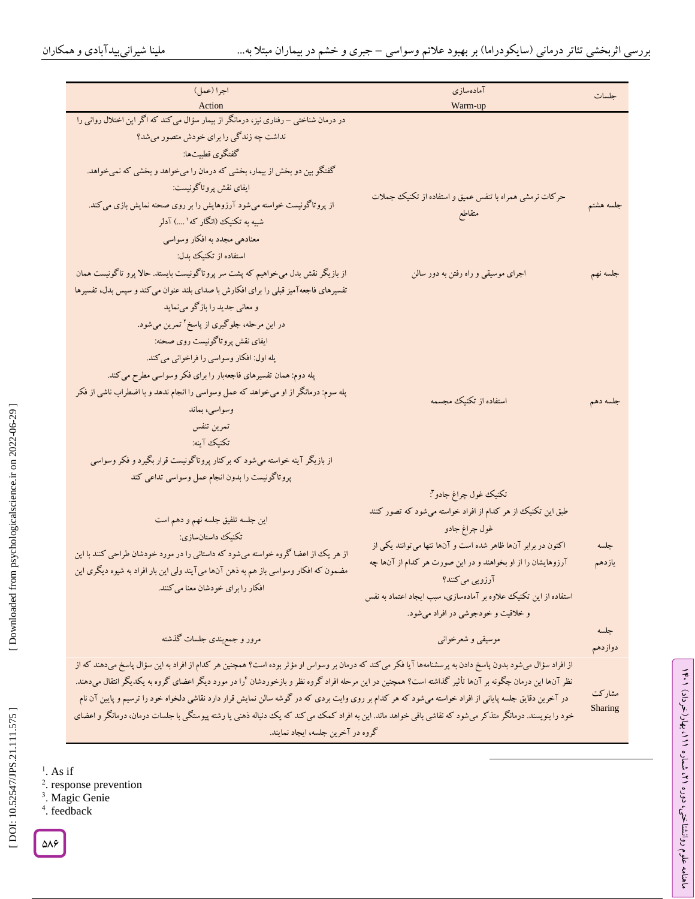| جلسات | آماده‌سازی Warm-up | اجرا (عمل) Action |
|---|---|---|
| جلسه هشتم | حرکات نرمشی همراه با تنفس عمیق و استفاده از تکنیک جملات متقاطع | در درمان شناختی – رفتاری نیز، درمانگر از بیمار سؤال می‌کند که اگر این اختلال روانی را نداشت چه زندگی را برای خودش متصور می‌شد؟ گفتگوی قطبیت‌ها: گفتگو بین دو بخش از بیمار، بخشی که درمان را می‌خواهد و بخشی که نمی‌خواهد. ایفای نقش پروتاگونیست: از پروتاگونیست خواسته می‌شود آرزوهایش را بر روی صحنه نمایش بازی می‌کند. شبیه به تکنیک (انگار که[1] ....) آدلر |
| جلسه نهم | اجرای موسیقی و راه رفتن به دور سالن | معنادهی مجدد به افکار وسواسی استفاده از تکنیک بدل: از بازیگر نقش بدل می‌خواهیم که پشت سر پروتاگونیست بایستد. حالا پرو تاگونیست همان تفسیرهای فاجعه‌آمیز قبلی را برای افکارش با صدای بلند عنوان می‌کند و سپس بدل، تفسیرها و معانی جدید را بازگو می‌نماید |
| جلسه دهم | استفاده از تکنیک مجسمه | در این مرحله، جلوگیری از پاسخ[2] تمرین می‌شود. ایفای نقش پروتاگونیست روی صحنه: پله اول: افکار وسواسی را فراخوانی می‌کند. پله دوم: همان تفسیرهای فاجعه‌بار را برای فکر وسواسی مطرح می‌کند. پله سوم: درمانگر از او می‌خواهد که عمل وسواسی را انجام ندهد و با اضطراب ناشی از فکر وسواسی، بماند. تمرین تنفس تکنیک آینه: از بازیگر آینه خواسته می‌شود که برکنار پروتاگونیست قرار بگیرد و فکر وسواسی پروتاگونیست را بدون انجام عمل وسواسی تداعی کند |
| جلسه یازدهم | تکنیک غول چراغ جادو[3]: طبق این تکنیک از هر کدام از افراد خواسته می‌شود که تصور کنند غول چراغ جادو اکنون در برابر آن‌ها ظاهر شده است و آن‌ها تنها می‌توانند یکی از آرزوهایشان را از او بخواهند و در این صورت هر کدام از آن‌ها چه آرزویی می‌کنند؟ استفاده از این تکنیک علاوه بر آماده‌سازی، سبب ایجاد اعتماد به نفس و خلاقیت و خودجوشی در افراد می‌شود. | این جلسه تلفیق جلسه نهم و دهم است تکنیک داستان‌سازی: از هر یک از اعضا گروه خواسته می‌شود که داستانی را در مورد خودشان طراحی کنند با این مضمون که افکار وسواسی باز هم به ذهن آن‌ها می‌آیند ولی این بار افراد به شیوه دیگری این افکار را برای خودشان معنا می‌کنند. |
| جلسه دوازدهم | موسیقی و شعرخوانی | مرور و جمع‌بندی جلسات گذشته |
| مشارکت Sharing | از افراد سؤال می‌شود بدون پاسخ دادن به پرسشنامه‌ها آیا فکر می‌کند که درمان بر وسواس او مؤثر بوده است؟ همچنین هر کدام از افراد به این سؤال پاسخ می‌دهند که از نظر آن‌ها این درمان چگونه بر آن‌ها تأثیر گذاشته است؟ همچنین در این مرحله افراد گروه نظر و بازخوردشان[4] را در مورد دیگر اعضای گروه به یکدیگر انتقال می‌دهند. در آخرین دقایق جلسه پایانی از افراد خواسته می‌شود که هر کدام بر روی وایت بردی که در گوشه سالن نمایش قرار دارد نقاشی دلخواه خود را ترسیم و پایین آن نام خود را بنویسند. درمانگر متذکر می‌شود که نقاشی باقی خواهد ماند. این به افراد کمک می‌کند که یک دنباله ذهنی یا رشته پیوستگی با جلسات درمان، درمانگر و اعضای گروه در آخرین جلسه، ایجاد نمایند. | |

[1]. As if
[2]. response prevention
[3]. Magic Genie
[4]. feedback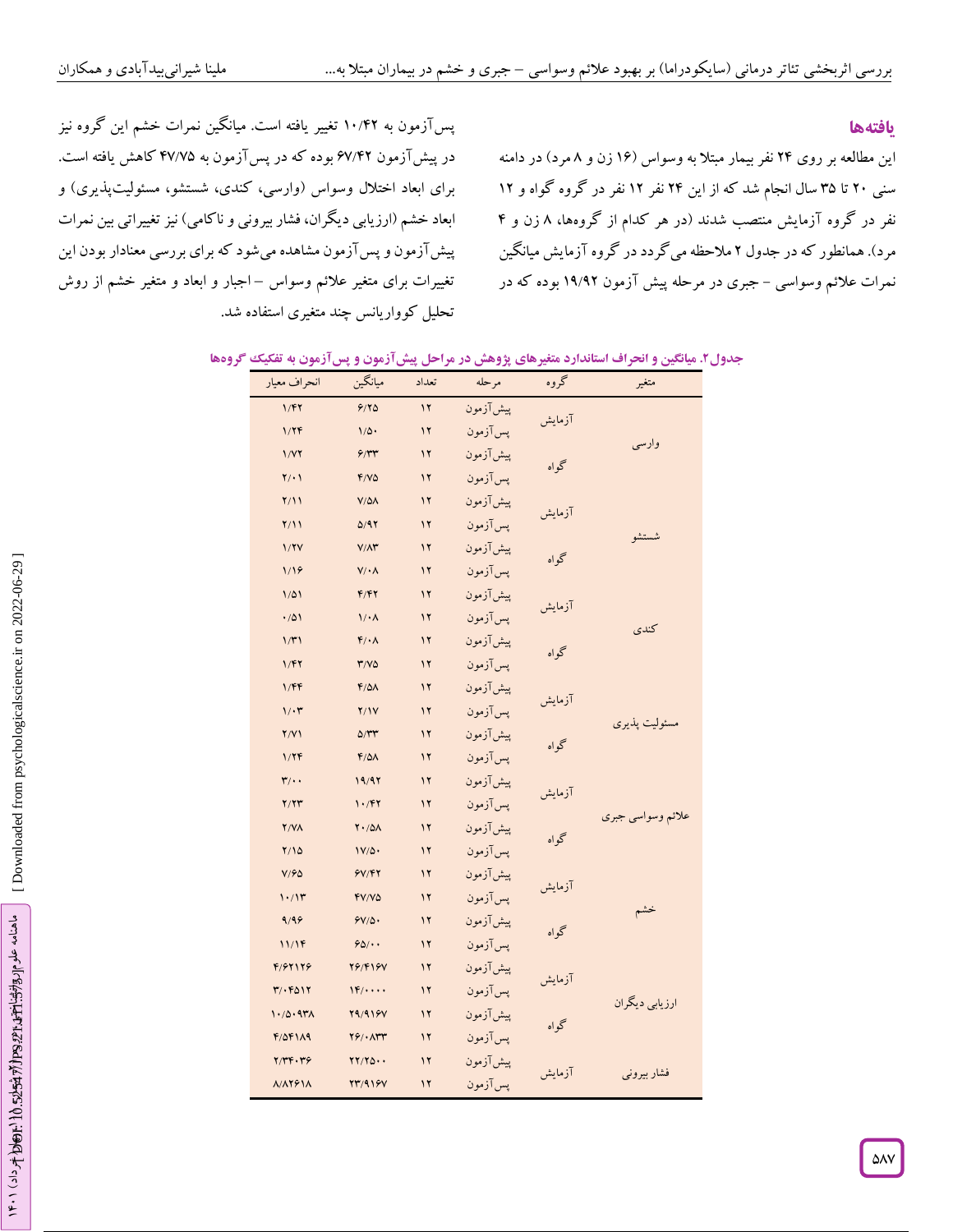## یافته‌ها

این مطالعه بر روی ۲۴ نفر بیمار مبتلا به وسواس (۱۶ زن و ۸ مرد) در دامنه سنی ۲۰ تا ۳۵ سال انجام شد که از این ۲۴ نفر ۱۲ نفر در گروه گواه و ۱۲ نفر در گروه آزمایش منتصب شدند (در هر کدام از گروه‌ها، ۸ زن و ۴ مرد). همانطور که در جدول ۲ ملاحظه می‌گردد در گروه آزمایش میانگین نمرات علائم وسواسی – جبری در مرحله پیش آزمون ۱۹/۹۲ بوده که در پس‌آزمون به ۱۰/۴۲ تغییر یافته است. میانگین نمرات خشم این گروه نیز در پیش‌آزمون ۶۷/۴۲ بوده که در پس‌آزمون به ۴۷/۷۵ کاهش یافته است. برای ابعاد اختلال وسواس (وارسی، کندی، شستشو، مسئولیت‌پذیری) و ابعاد خشم (ارزیابی دیگران، فشار بیرونی و ناکامی) نیز تغییراتی بین نمرات پیش‌آزمون و پس‌آزمون مشاهده می‌شود که برای بررسی معنادار بودن این تغییرات برای متغیر علائم وسواس –اجبار و ابعاد و متغیر خشم از روش تحلیل کوواریانس چند متغیری استفاده شد.

**جدول۲. میانگین و انحراف استاندارد متغیرهای پژوهش در مراحل پیش‌آزمون و پس‌آزمون به تفکیک گروه‌ها**

| متغیر | گروه | مرحله | تعداد | میانگین | انحراف معیار |
|---|---|---|---|---|---|
| وارسی | آزمایش | پیش‌آزمون | ۱۲ | ۶/۲۵ | ۱/۴۲ |
| | | پس‌آزمون | ۱۲ | ۱/۵۰ | ۱/۲۴ |
| | گواه | پیش‌آزمون | ۱۲ | ۶/۳۳ | ۱/۷۲ |
| | | پس‌آزمون | ۱۲ | ۴/۷۵ | ۲/۰۱ |
| شستشو | آزمایش | پیش‌آزمون | ۱۲ | ۷/۵۸ | ۲/۱۱ |
| | | پس‌آزمون | ۱۲ | ۵/۹۲ | ۲/۱۱ |
| | گواه | پیش‌آزمون | ۱۲ | ۷/۸۳ | ۱/۲۷ |
| | | پس‌آزمون | ۱۲ | ۷/۰۸ | ۱/۱۶ |
| کندی | آزمایش | پیش‌آزمون | ۱۲ | ۴/۴۲ | ۱/۵۱ |
| | | پس‌آزمون | ۱۲ | ۱/۰۸ | ۰/۵۱ |
| | گواه | پیش‌آزمون | ۱۲ | ۴/۰۸ | ۱/۳۱ |
| | | پس‌آزمون | ۱۲ | ۳/۷۵ | ۱/۴۲ |
| مسئولیت پذیری | آزمایش | پیش‌آزمون | ۱۲ | ۴/۵۸ | ۱/۴۴ |
| | | پس‌آزمون | ۱۲ | ۲/۱۷ | ۱/۰۳ |
| | گواه | پیش‌آزمون | ۱۲ | ۵/۳۳ | ۲/۷۱ |
| | | پس‌آزمون | ۱۲ | ۴/۵۸ | ۱/۲۴ |
| علائم وسواسی جبری | آزمایش | پیش‌آزمون | ۱۲ | ۱۹/۹۲ | ۳/۰۰ |
| | | پس‌آزمون | ۱۲ | ۱۰/۴۲ | ۲/۲۳ |
| | گواه | پیش‌آزمون | ۱۲ | ۲۰/۵۸ | ۲/۷۸ |
| | | پس‌آزمون | ۱۲ | ۱۷/۵۰ | ۲/۱۵ |
| خشم | آزمایش | پیش‌آزمون | ۱۲ | ۶۷/۴۲ | ۷/۶۵ |
| | | پس‌آزمون | ۱۲ | ۴۷/۷۵ | ۱۰/۱۳ |
| | گواه | پیش‌آزمون | ۱۲ | ۶۷/۵۰ | ۹/۹۶ |
| | | پس‌آزمون | ۱۲ | ۶۵/۰۰ | ۱۱/۱۴ |
| ارزیابی دیگران | آزمایش | پیش‌آزمون | ۱۲ | ۲۶/۴۱۶۷ | ۴/۶۲۱۲۶ |
| | | پس‌آزمون | ۱۲ | ۱۴/۰۰۰۰ | ۳/۰۴۵۱۲ |
| | گواه | پیش‌آزمون | ۱۲ | ۲۹/۹۱۶۷ | ۱۰/۵۰۹۳۸ |
| | | پس‌آزمون | ۱۲ | ۲۶/۰۸۳۳ | ۴/۵۴۱۸۹ |
| فشار بیرونی | آزمایش | پیش‌آزمون | ۱۲ | ۲۲/۲۵۰۰ | ۲/۳۴۰۳۶ |
| | | پس‌آزمون | ۱۲ | ۲۳/۹۱۶۷ | ۸/۸۲۶۱۸ |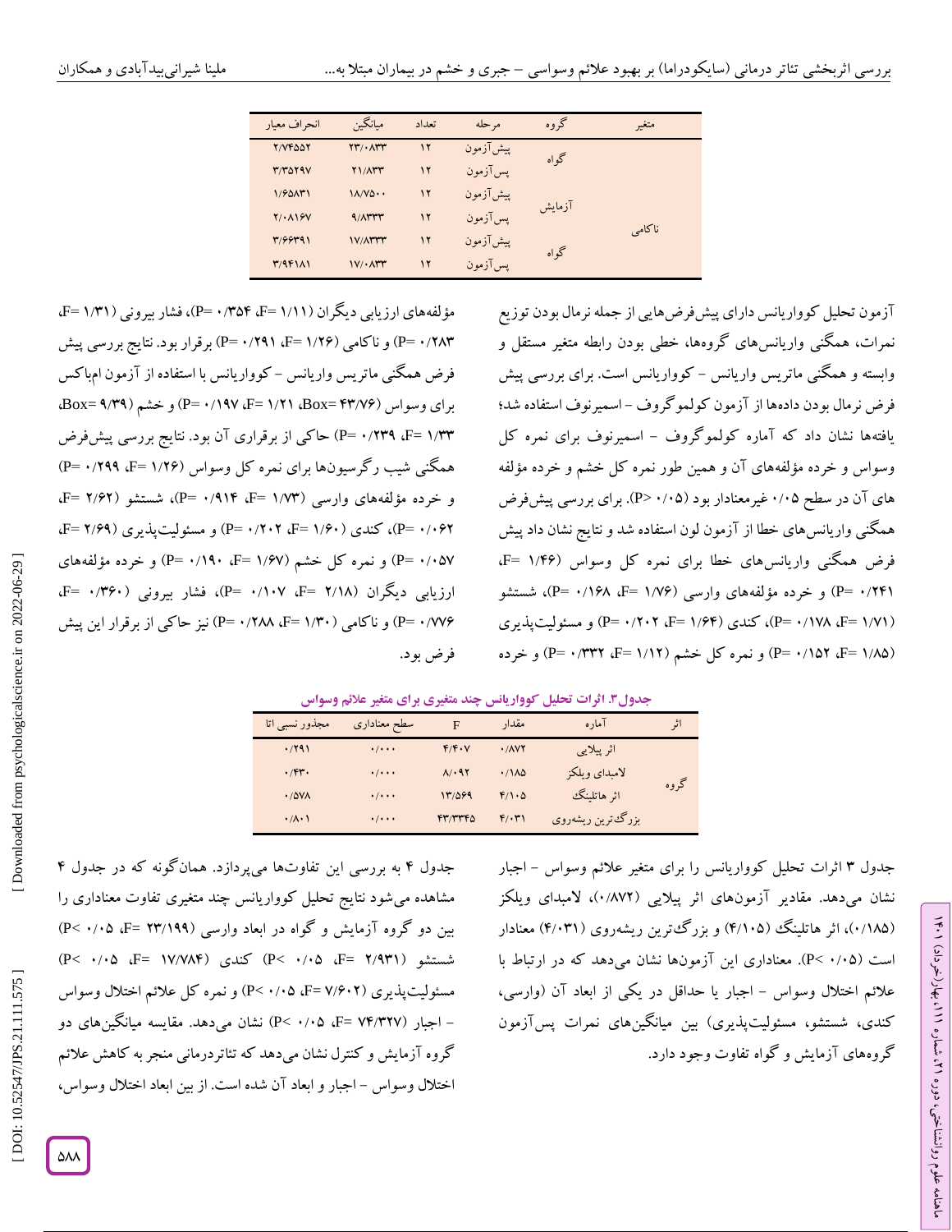| متغیر | گروه | مرحله | تعداد | میانگین | انحراف معیار |
|---|---|---|---|---|---|
| ناکامی | گواه | پیش‌آزمون | ۱۲ | ۲۳/۰۸۳۳ | ۲/۷۴۵۵۲ |
| | | پس‌آزمون | ۱۲ | ۲۱/۸۳۳ | ۳/۳۵۲۹۷ |
| | آزمایش | پیش‌آزمون | ۱۲ | ۱۸/۷۵۰۰ | ۱/۶۵۸۳۱ |
| | | پس‌آزمون | ۱۲ | ۹/۸۳۳۳ | ۲/۰۸۱۶۷ |
| | گواه | پیش‌آزمون | ۱۲ | ۱۷/۸۳۳۳ | ۳/۶۶۳۹۱ |
| | | پس‌آزمون | ۱۲ | ۱۷/۰۸۳۳ | ۳/۹۴۱۸۱ |

آزمون تحلیل کوواریانس دارای پیش‌فرض‌هایی از جمله نرمال بودن توزیع نمرات، همگنی واریانس‌های گروه‌ها، خطی بودن رابطه متغیر مستقل و وابسته و همگنی ماتریس واریانس - کوواریانس است. برای بررسی پیش فرض نرمال بودن داده‌ها از آزمون کولموگروف - اسمیرنوف استفاده شد؛ یافته‌ها نشان داد که آماره کولموگروف - اسمیرنوف برای نمره کل وسواس و خرده مؤلفه‌های آن و همین طور نمره کل خشم و خرده مؤلفه های آن در سطح ۰/۰۵ غیرمعنادار بود (P> ۰/۰۵). برای بررسی پیش‌فرض همگنی واریانس‌های خطا از آزمون لون استفاده شد و نتایج نشان داد پیش فرض همگنی واریانس‌های خطا برای نمره کل وسواس (F= ۱/۴۶، P= ۰/۲۴۱) و خرده مؤلفه‌های وارسی (F= ۱/۷۶، P= ۰/۱۶۸)، شستشو (F= ۱/۷۱، P= ۰/۱۷۸)، کندی (F= ۱/۶۴، P= ۰/۲۰۲) و مسئولیت‌پذیری (F= ۱/۸۵، P= ۰/۱۵۲) و نمره کل خشم (F= ۱/۱۲، P= ۰/۳۳۲) و خرده مؤلفه‌های ارزیابی دیگران (F= ۱/۱۱، P= ۰/۳۵۴)، فشار بیرونی (F= ۱/۳۱، P= ۰/۲۸۳) و ناکامی (F= ۱/۲۶، P= ۰/۲۹۱) برقرار بود. نتایج بررسی پیش فرض همگنی ماتریس واریانس - کوواریانس با استفاده از آزمون ام‌باکس برای وسواس (Box= ۴۳/۷۶، F= ۱/۲۱، P= ۰/۱۹۷) و خشم (Box= ۹/۳۹، F= ۱/۳۳، P= ۰/۲۳۹) حاکی از برقراری آن بود. نتایج بررسی پیش‌فرض همگنی شیب رگرسیون‌ها برای نمره کل وسواس (F= ۱/۲۶، P= ۰/۲۹۹) و خرده مؤلفه‌های وارسی (F= ۱/۷۳، P= ۰/۹۱۴)، شستشو (F= ۲/۶۲، P= ۰/۰۶۲)، کندی (F= ۱/۶۰، P= ۰/۲۰۲) و مسئولیت‌پذیری (F= ۲/۶۹، P= ۰/۰۵۷) و نمره کل خشم (F= ۱/۶۷، P= ۰/۱۹۰) و خرده مؤلفه‌های ارزیابی دیگران (F= ۲/۱۸، P= ۰/۱۰۷)، فشار بیرونی (F= ۰/۳۶۰، P= ۰/۷۷۶) و ناکامی (F= ۱/۳۰، P= ۰/۲۸۸) نیز حاکی از برقرار این پیش فرض بود.

**جدول ۳. اثرات تحلیل کوواریانس چند متغیری برای متغیر علائم وسواس**

| اثر | آماره | مقدار | F | سطح معناداری | مجذور نسبی اتا |
|---|---|---|---|---|---|
| گروه | اثر پیلایی | ۰/۸۷۲ | ۴/۴۰۷ | ۰/۰۰۰ | ۰/۲۹۱ |
| | لامبدای ویلکز | ۰/۱۸۵ | ۸/۰۹۲ | ۰/۰۰۰ | ۰/۴۳۰ |
| | اثر هاتلینگ | ۴/۱۰۵ | ۱۳/۵۶۹ | ۰/۰۰۰ | ۰/۵۷۸ |
| | بزرگ‌ترین ریشه‌روی | ۴/۰۳۱ | ۴۳/۳۳۴۵ | ۰/۰۰۰ | ۰/۸۰۱ |

جدول ۳ اثرات تحلیل کوواریانس را برای متغیر علائم وسواس - اجبار نشان می‌دهد. مقادیر آزمون‌های اثر پیلایی (۰/۸۷۲)، لامبدای ویلکز (۰/۱۸۵)، اثر هاتلینگ (۴/۱۰۵) و بزرگ‌ترین ریشه‌روی (۴/۰۳۱) معنادار است (P< ۰/۰۵). معناداری این آزمون‌ها نشان می‌دهد که در ارتباط با علائم اختلال وسواس - اجبار یا حداقل در یکی از ابعاد آن (وارسی، کندی، شستشو، مسئولیت‌پذیری) بین میانگین‌های نمرات پس‌آزمون گروه‌های آزمایش و گواه تفاوت وجود دارد.

جدول ۴ به بررسی این تفاوت‌ها می‌پردازد. همان‌گونه که در جدول ۴ مشاهده می‌شود نتایج تحلیل کوواریانس چند متغیری تفاوت معناداری را بین دو گروه آزمایش و گواه در ابعاد وارسی (F= ۲۳/۱۹۹، P< ۰/۰۵) شستشو (F= ۲/۹۳۱، P< ۰/۰۵) کندی (F= ۱۷/۷۸۴، P< ۰/۰۵) مسئولیت‌پذیری (F= ۷/۶۰۲، P< ۰/۰۵) و نمره کل علائم اختلال وسواس - اجبار (F= ۷۴/۳۲۷، P< ۰/۰۵) نشان می‌دهد. مقایسه میانگین‌های دو گروه آزمایش و کنترل نشان می‌دهد که تئاتردرمانی منجر به کاهش علائم اختلال وسواس - اجبار و ابعاد آن شده است. از بین ابعاد اختلال وسواس،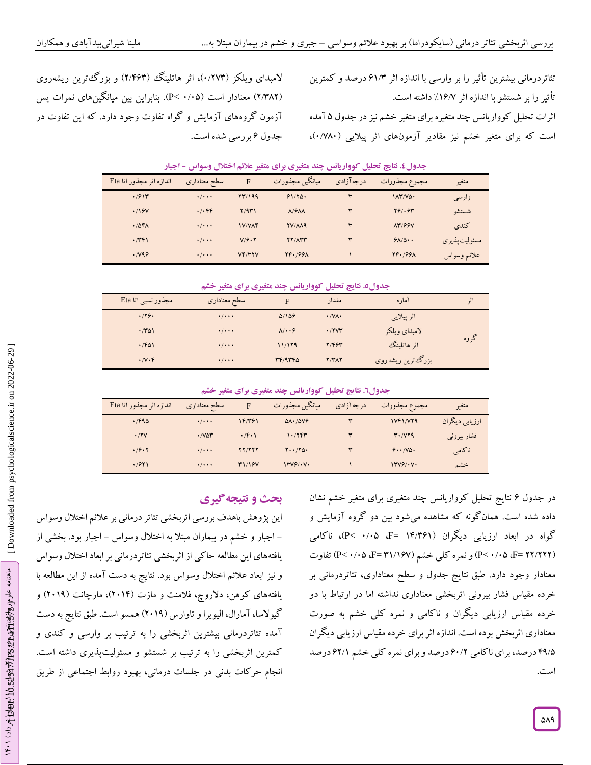تئاتردرمانی بیشترین تأثیر را بر وارسی با اندازه اثر ۶۱/۳ درصد و کمترین تأثیر را بر شستشو با اندازه اثر ۱۶/۷٪ داشته است.

اثرات تحلیل کوواریانس چند متغیره برای متغیر خشم نیز در جدول ۵ آمده است که برای متغیر خشم نیز مقادیر آزمون‌های اثر پیلایی (۰/۷۸۰)، لامبدای ویلکز (۰/۲۷۳)، اثر هاتلینگ (۲/۴۶۳) و بزرگ‌ترین ریشه‌روی (۲/۳۸۲) معنادار است (P< ۰/۰۵). بنابراین بین میانگین‌های نمرات پس آزمون گروه‌های آزمایش و گواه تفاوت وجود دارد. که این تفاوت در جدول ۶ بررسی شده است.

**جدول٤. نتایج تحلیل کوواریانس چند متغیری برای متغیر علائم اختلال وسواس - اجبار**

| متغیر | مجموع مجذورات | درجه‌آزادی | میانگین مجذورات | F | سطح معناداری | اندازه اثر مجذور اتا Eta |
|---|---|---|---|---|---|---|
| وارسی | ۱۸۳/۷۵۰ | ۳ | ۶۱/۲۵۰ | ۲۳/۱۹۹ | ۰/۰۰۰ | ۰/۶۱۳ |
| شستشو | ۲۶/۰۶۳ | ۳ | ۸/۶۸۸ | ۲/۹۳۱ | ۰/۰۴۴ | ۰/۱۶۷ |
| کندی | ۸۳/۶۶۷ | ۳ | ۲۷/۸۸۹ | ۱۷/۷۸۴ | ۰/۰۰۰ | ۰/۵۴۸ |
| مسئولیت‌پذیری | ۶۸/۵۰۰ | ۳ | ۲۲/۸۳۳ | ۷/۶۰۲ | ۰/۰۰۰ | ۰/۳۴۱ |
| علائم وسواس | ۲۴۰/۶۶۸ | ۱ | ۲۴۰/۶۶۸ | ۷۴/۳۲۷ | ۰/۰۰۰ | ۰/۷۹۶ |

**جدول۵. نتایج تحلیل کوواریانس چند متغیری برای متغیر خشم**

| اثر | آماره | مقدار | F | سطح معناداری | مجذور نسبی اتا Eta |
|---|---|---|---|---|---|
| گروه | اثر پیلایی | ۰/۷۸۰ | ۵/۱۵۶ | ۰/۰۰۰ | ۰/۲۶۰ |
| | لامبدای ویلکز | ۰/۲۷۳ | ۸/۰۰۶ | ۰/۰۰۰ | ۰/۳۵۱ |
| | اثر هاتلینگ | ۲/۴۶۳ | ۱۱/۱۲۹ | ۰/۰۰۰ | ۰/۴۵۱ |
| | بزرگ‌ترین ریشه روی | ۲/۳۸۲ | ۳۴/۹۳۴۵ | ۰/۰۰۰ | ۰/۷۰۴ |

**جدول٦. نتایج تحلیل کوواریانس چند متغیری برای متغیر خشم**

| متغیر | مجموع مجذورات | درجه‌آزادی | میانگین مجذورات | F | سطح معناداری | اندازه اثر مجذور اتا Eta |
|---|---|---|---|---|---|---|
| ارزیابی دیگران | ۱۷۴۱/۷۲۹ | ۳ | ۵۸۰/۵۷۶ | ۱۴/۳۶۱ | ۰/۰۰۰ | ۰/۴۹۵ |
| فشار بیرونی | ۳۰/۷۲۹ | ۳ | ۱۰/۲۴۳ | ۰/۴۰۱ | ۰/۷۵۳ | ۰/۲۷ |
| ناکامی | ۶۰۰/۷۵۰ | ۳ | ۲۰۰/۲۵۰ | ۲۲/۲۲۲ | ۰/۰۰۰ | ۰/۶۰۲ |
| خشم | ۱۳۷۶/۰۷۰ | ۱ | ۱۳۷۶/۰۷۰ | ۳۱/۱۶۷ | ۰/۰۰۰ | ۰/۶۲۱ |

در جدول ۶ نتایج تحلیل کوواریانس چند متغیری برای متغیر خشم نشان داده شده است. همان‌گونه که مشاهده می‌شود بین دو گروه آزمایش و گواه در ابعاد ارزیابی دیگران (F= ۱۴/۳۶۱، P< ۰/۰۵)، ناکامی (F= ۲۲/۲۲۲، P< ۰/۰۵) و نمره کلی خشم (F= ۳۱/۱۶۷، P< ۰/۰۵) تفاوت معنادار وجود دارد. طبق نتایج جدول و سطح معناداری، تئاتردرمانی بر خرده مقیاس فشار بیرونی اثربخشی معناداری نداشته اما در ارتباط با دو خرده مقیاس ارزیابی دیگران و ناکامی و نمره کلی خشم به صورت معناداری اثربخش بوده است. اندازه اثر برای خرده مقیاس ارزیابی دیگران ۴۹/۵ درصد، برای ناکامی ۶۰/۲ درصد و برای نمره کلی خشم ۶۲/۱ درصد است.

## بحث و نتیجه‌گیری

این پژوهش باهدف بررسی اثربخشی تئاتر درمانی بر علائم اختلال وسواس - اجبار و خشم در بیماران مبتلا به اختلال وسواس - اجبار بود. بخشی از یافته‌های این مطالعه حاکی از اثربخشی تئاتردرمانی بر ابعاد اختلال وسواس و نیز ابعاد علائم اختلال وسواس بود. نتایج به دست آمده از این مطالعه با یافته‌های کوهن، دلاروچ، فلامنت و مازت (۲۰۱۴)، مارچانت (۲۰۱۹) و گیولاسا، آمارال، الیویرا و تاوارس (۲۰۱۹) همسو است. طبق نتایج به دست آمده تئاتردرمانی بیشترین اثربخشی را به ترتیب بر وارسی و کندی و کمترین اثربخشی را به ترتیب بر شستشو و مسئولیت‌پذیری داشته است. انجام حرکات بدنی در جلسات درمانی، بهبود روابط اجتماعی از طریق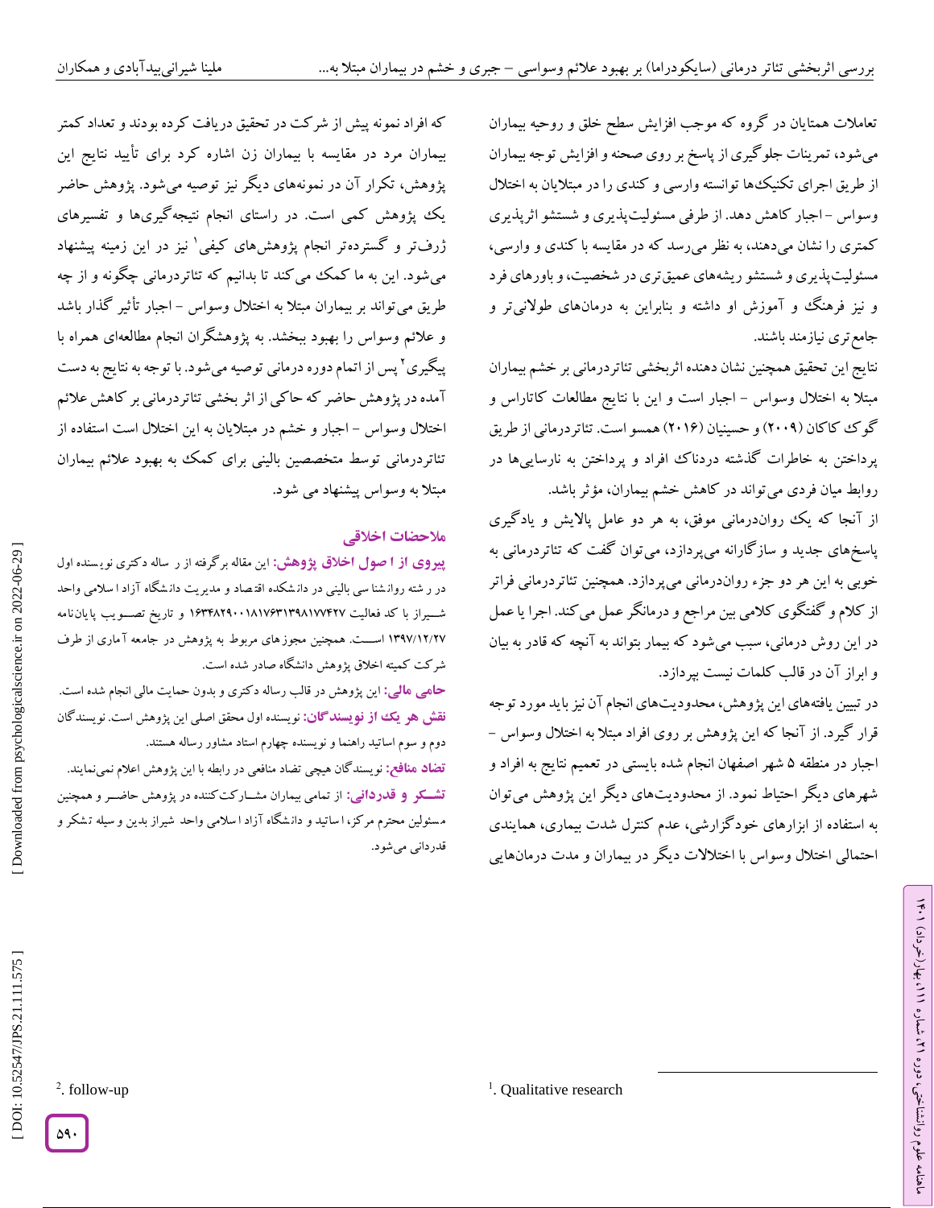تعاملات همتایان در گروه که موجب افزایش سطح خلق و روحیه بیماران می‌شود، تمرینات جلوگیری از پاسخ بر روی صحنه و افزایش توجه بیماران از طریق اجرای تکنیک‌ها توانسته وارسی و کندی را در مبتلایان به اختلال وسواس - اجبار کاهش دهد. از طرفی مسئولیت‌پذیری و شستشو اثرپذیری کمتری را نشان می‌دهند، به نظر می‌رسد که در مقایسه با کندی و وارسی، مسئولیت‌پذیری و شستشو ریشه‌های عمیق‌تری در شخصیت، و باورهای فرد و نیز فرهنگ و آموزش او داشته و بنابراین به درمان‌های طولانی‌تر و جامع‌تری نیازمند باشند.

نتایج این تحقیق همچنین نشان دهنده اثربخشی تئاتردرمانی بر خشم بیماران مبتلا به اختلال وسواس - اجبار است و این با نتایج مطالعات کاتاراس و گوک کاکان (۲۰۰۹) و حسینیان (۲۰۱۶) همسو است. تئاتردرمانی از طریق پرداختن به خاطرات گذشته دردناک افراد و پرداختن به نارسایی‌ها در روابط میان فردی می‌تواند در کاهش خشم بیماران، مؤثر باشد.

از آنجا که یک روان‌درمانی موفق، به هر دو عامل پالایش و یادگیری پاسخ‌های جدید و سازگارانه می‌پردازد، می‌توان گفت که تئاتردرمانی به خوبی به این هر دو جزء روان‌درمانی می‌پردازد. همچنین تئاتردرمانی فراتر از کلام و گفتگوی کلامی بین مراجع و درمانگر عمل می‌کند. اجرا یا عمل در این روش درمانی، سبب می‌شود که بیمار بتواند به آنچه که قادر به بیان و ابراز آن در قالب کلمات نیست بپردازد.

در تبیین یافته‌های این پژوهش، محدودیت‌های انجام آن نیز باید مورد توجه قرار گیرد. از آنجا که این پژوهش بر روی افراد مبتلا به اختلال وسواس - اجبار در منطقه ۵ شهر اصفهان انجام شده بایستی در تعمیم نتایج به افراد و شهرهای دیگر احتیاط نمود. از محدودیت‌های دیگر این پژوهش می‌توان به استفاده از ابزارهای خودگزارشی، عدم کنترل شدت بیماری، همایندی احتمالی اختلال وسواس با اختلالات دیگر در بیماران و مدت درمان‌هایی که افراد نمونه پیش از شرکت در تحقیق دریافت کرده بودند و تعداد کمتر بیماران مرد در مقایسه با بیماران زن اشاره کرد برای تأیید نتایج این پژوهش، تکرار آن در نمونه‌های دیگر نیز توصیه می‌شود. پژوهش حاضر یک پژوهش کمی است. در راستای انجام نتیجه‌گیری‌ها و تفسیرهای ژرف‌تر و گسترده‌تر انجام پژوهش‌های کیفی[1] نیز در این زمینه پیشنهاد می‌شود. این به ما کمک می‌کند تا بدانیم که تئاتردرمانی چگونه و از چه طریق می‌تواند بر بیماران مبتلا به اختلال وسواس - اجبار تأثیر گذار باشد و علائم وسواس را بهبود ببخشد. به پژوهشگران انجام مطالعه‌ای همراه با پیگیری[2] پس از اتمام دوره درمانی توصیه می‌شود. با توجه به نتایج به دست آمده در پژوهش حاضر که حاکی از اثر بخشی تئاتردرمانی بر کاهش علائم اختلال وسواس - اجبار و خشم در مبتلایان به این اختلال است استفاده از تئاتردرمانی توسط متخصصین بالینی برای کمک به بهبود علائم بیماران مبتلا به وسواس پیشنهاد می شود.

## ملاحظات اخلاقی

**پیروی از اصول اخلاق پژوهش:** این مقاله برگرفته از رساله دکتری نویسنده اول در رشته روانشناسی بالینی در دانشکده اقتصاد و مدیریت دانشگاه آزاد اسلامی واحد شیراز با کد فعالیت ۱۶۳۴۸۲۹۰۰۱۸۱۷۶۳۱۳۹۸۱۷۷۴۲۷ و تاریخ تصویب پایان‌نامه ۱۳۹۷/۱۲/۲۷ است. همچنین مجوزهای مربوط به پژوهش در جامعه آماری از طرف شرکت کمیته اخلاق پژوهش دانشگاه صادر شده است.

**حامی مالی:** این پژوهش در قالب رساله دکتری و بدون حمایت مالی انجام شده است.

**نقش هر یک از نویسندگان:** نویسنده اول محقق اصلی این پژوهش است. نویسندگان دوم و سوم اساتید راهنما و نویسنده چهارم استاد مشاور رساله هستند.

**تضاد منافع:** نویسندگان هیچی تضاد منافعی در رابطه با این پژوهش اعلام نمی‌نمایند.

**تشکر و قدردانی:** از تمامی بیماران مشارکت‌کننده در پژوهش حاضر و همچنین مسئولین محترم مرکز، اساتید و دانشگاه آزاد اسلامی واحد شیراز بدین وسیله تشکر و قدردانی می‌شود.

---

[1]. Qualitative research

[2]. follow-up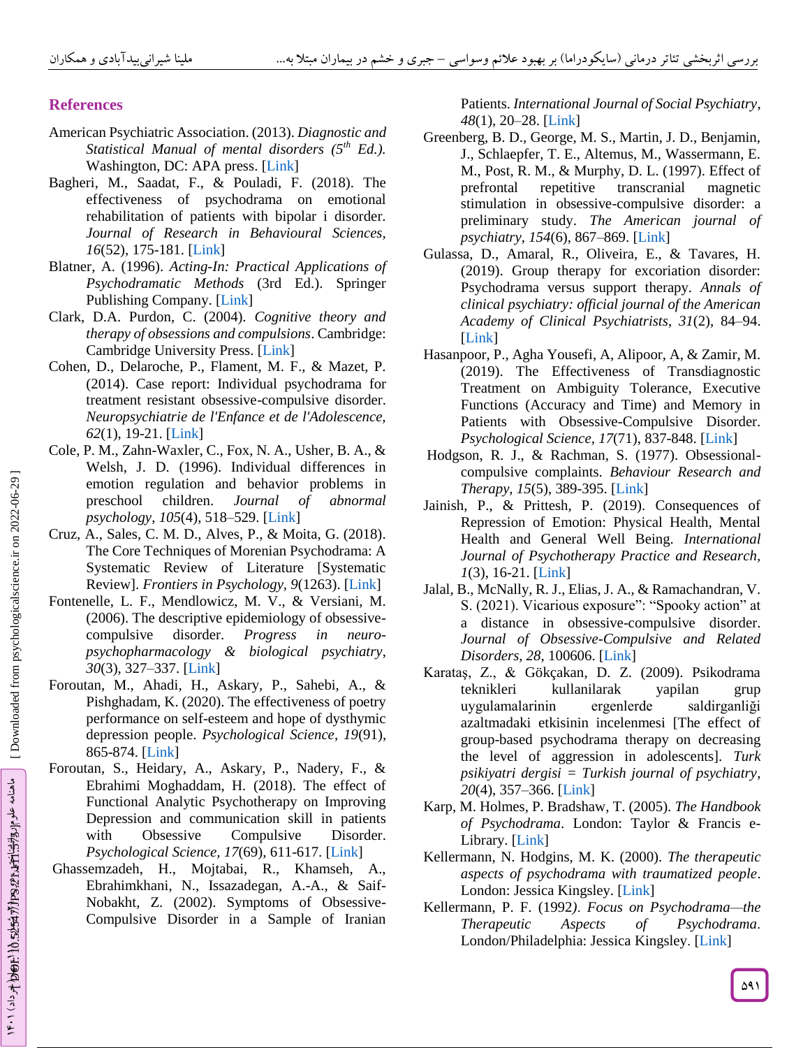## References

American Psychiatric Association. (2013). *Diagnostic and Statistical Manual of mental disorders (5th Ed.).* Washington, DC: APA press. [Link]

Bagheri, M., Saadat, F., & Pouladi, F. (2018). The effectiveness of psychodrama on emotional rehabilitation of patients with bipolar i disorder. *Journal of Research in Behavioural Sciences, 16*(52), 175-181. [Link]

Blatner, A. (1996). *Acting-In: Practical Applications of Psychodramatic Methods* (3rd Ed.). Springer Publishing Company. [Link]

Clark, D.A. Purdon, C. (2004). *Cognitive theory and therapy of obsessions and compulsions*. Cambridge: Cambridge University Press. [Link]

Cohen, D., Delaroche, P., Flament, M. F., & Mazet, P. (2014). Case report: Individual psychodrama for treatment resistant obsessive-compulsive disorder. *Neuropsychiatrie de l'Enfance et de l'Adolescence, 62*(1), 19-21. [Link]

Cole, P. M., Zahn-Waxler, C., Fox, N. A., Usher, B. A., & Welsh, J. D. (1996). Individual differences in emotion regulation and behavior problems in preschool children. *Journal of abnormal psychology*, *105*(4), 518–529. [Link]

Cruz, A., Sales, C. M. D., Alves, P., & Moita, G. (2018). The Core Techniques of Morenian Psychodrama: A Systematic Review of Literature [Systematic Review]. *Frontiers in Psychology, 9*(1263). [Link]

Fontenelle, L. F., Mendlowicz, M. V., & Versiani, M. (2006). The descriptive epidemiology of obsessive-compulsive disorder. *Progress in neuro-psychopharmacology & biological psychiatry*, *30*(3), 327–337. [Link]

Foroutan, M., Ahadi, H., Askary, P., Sahebi, A., & Pishghadam, K. (2020). The effectiveness of poetry performance on self-esteem and hope of dysthymic depression people. *Psychological Science*, *19*(91), 865-874. [Link]

Foroutan, S., Heidary, A., Askary, P., Nadery, F., & Ebrahimi Moghaddam, H. (2018). The effect of Functional Analytic Psychotherapy on Improving Depression and communication skill in patients with Obsessive Compulsive Disorder. *Psychological Science, 17*(69), 611-617. [Link]

Ghassemzadeh, H., Mojtabai, R., Khamseh, A., Ebrahimkhani, N., Issazadegan, A.-A., & Saif-Nobakht, Z. (2002). Symptoms of Obsessive-Compulsive Disorder in a Sample of Iranian Patients. *International Journal of Social Psychiatry*, *48*(1), 20–28. [Link]

Greenberg, B. D., George, M. S., Martin, J. D., Benjamin, J., Schlaepfer, T. E., Altemus, M., Wassermann, E. M., Post, R. M., & Murphy, D. L. (1997). Effect of prefrontal repetitive transcranial magnetic stimulation in obsessive-compulsive disorder: a preliminary study. *The American journal of psychiatry*, *154*(6), 867–869. [Link]

Gulassa, D., Amaral, R., Oliveira, E., & Tavares, H. (2019). Group therapy for excoriation disorder: Psychodrama versus support therapy. *Annals of clinical psychiatry: official journal of the American Academy of Clinical Psychiatrists*, *31*(2), 84–94. [Link]

Hasanpoor, P., Agha Yousefi, A, Alipoor, A, & Zamir, M. (2019). The Effectiveness of Transdiagnostic Treatment on Ambiguity Tolerance, Executive Functions (Accuracy and Time) and Memory in Patients with Obsessive-Compulsive Disorder. *Psychological Science, 17*(71), 837-848. [Link]

Hodgson, R. J., & Rachman, S. (1977). Obsessional-compulsive complaints. *Behaviour Research and Therapy, 15*(5), 389-395. [Link]

Jainish, P., & Prittesh, P. (2019). Consequences of Repression of Emotion: Physical Health, Mental Health and General Well Being. *International Journal of Psychotherapy Practice and Research, 1*(3), 16-21. [Link]

Jalal, B., McNally, R. J., Elias, J. A., & Ramachandran, V. S. (2021). Vicarious exposure": "Spooky action" at a distance in obsessive-compulsive disorder. *Journal of Obsessive-Compulsive and Related Disorders, 28*, 100606. [Link]

Karataş, Z., & Gökçakan, D. Z. (2009). Psikodrama teknikleri kullanilarak yapilan grup uygulamalarinin ergenlerde saldirganliği azaltmadaki etkisinin incelenmesi [The effect of group-based psychodrama therapy on decreasing the level of aggression in adolescents]. *Turk psikiyatri dergisi = Turkish journal of psychiatry*, *20*(4), 357–366. [Link]

Karp, M. Holmes, P. Bradshaw, T. (2005). *The Handbook of Psychodrama*. London: Taylor & Francis e-Library. [Link]

Kellermann, N. Hodgins, M. K. (2000). *The therapeutic aspects of psychodrama with traumatized people*. London: Jessica Kingsley. [Link]

Kellermann, P. F. (1992). *Focus on Psychodrama—the Therapeutic Aspects of Psychodrama*. London/Philadelphia: Jessica Kingsley. [Link]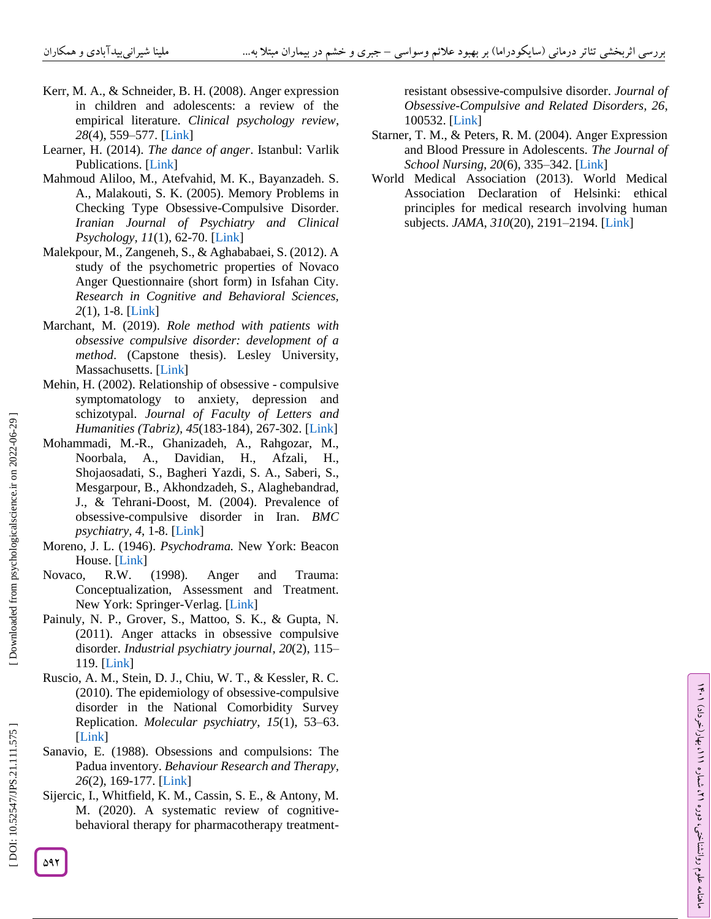Kerr, M. A., & Schneider, B. H. (2008). Anger expression in children and adolescents: a review of the empirical literature. *Clinical psychology review*, *28*(4), 559–577. [Link]

Learner, H. (2014). *The dance of anger*. Istanbul: Varlik Publications. [Link]

Mahmoud Aliloo, M., Atefvahid, M. K., Bayanzadeh. S. A., Malakouti, S. K. (2005). Memory Problems in Checking Type Obsessive-Compulsive Disorder. *Iranian Journal of Psychiatry and Clinical Psychology*, *11*(1), 62-70. [Link]

Malekpour, M., Zangeneh, S., & Aghababaei, S. (2012). A study of the psychometric properties of Novaco Anger Questionnaire (short form) in Isfahan City. *Research in Cognitive and Behavioral Sciences*, *2*(1), 1-8. [Link]

Marchant, M. (2019). *Role method with patients with obsessive compulsive disorder: development of a method*. (Capstone thesis). Lesley University, Massachusetts. [Link]

Mehin, H. (2002). Relationship of obsessive - compulsive symptomatology to anxiety, depression and schizotypal. *Journal of Faculty of Letters and Humanities (Tabriz)*, *45*(183-184), 267-302. [Link]

Mohammadi, M.-R., Ghanizadeh, A., Rahgozar, M., Noorbala, A., Davidian, H., Afzali, H., Shojaosadati, S., Bagheri Yazdi, S. A., Saberi, S., Mesgarpour, B., Akhondzadeh, S., Alaghebandrad, J., & Tehrani-Doost, M. (2004). Prevalence of obsessive-compulsive disorder in Iran. *BMC psychiatry*, *4*, 1-8. [Link]

Moreno, J. L. (1946). *Psychodrama.* New York: Beacon House. [Link]

Novaco, R.W. (1998). Anger and Trauma: Conceptualization, Assessment and Treatment. New York: Springer-Verlag. [Link]

Painuly, N. P., Grover, S., Mattoo, S. K., & Gupta, N. (2011). Anger attacks in obsessive compulsive disorder. *Industrial psychiatry journal*, *20*(2), 115–119. [Link]

Ruscio, A. M., Stein, D. J., Chiu, W. T., & Kessler, R. C. (2010). The epidemiology of obsessive-compulsive disorder in the National Comorbidity Survey Replication. *Molecular psychiatry*, *15*(1), 53–63. [Link]

Sanavio, E. (1988). Obsessions and compulsions: The Padua inventory. *Behaviour Research and Therapy*, *26*(2), 169-177. [Link]

Sijercic, I., Whitfield, K. M., Cassin, S. E., & Antony, M. M. (2020). A systematic review of cognitive-behavioral therapy for pharmacotherapy treatment-resistant obsessive-compulsive disorder. *Journal of Obsessive-Compulsive and Related Disorders*, *26*, 100532. [Link]

Starner, T. M., & Peters, R. M. (2004). Anger Expression and Blood Pressure in Adolescents. *The Journal of School Nursing*, *20*(6), 335–342. [Link]

World Medical Association (2013). World Medical Association Declaration of Helsinki: ethical principles for medical research involving human subjects. *JAMA*, *310*(20), 2191–2194. [Link]